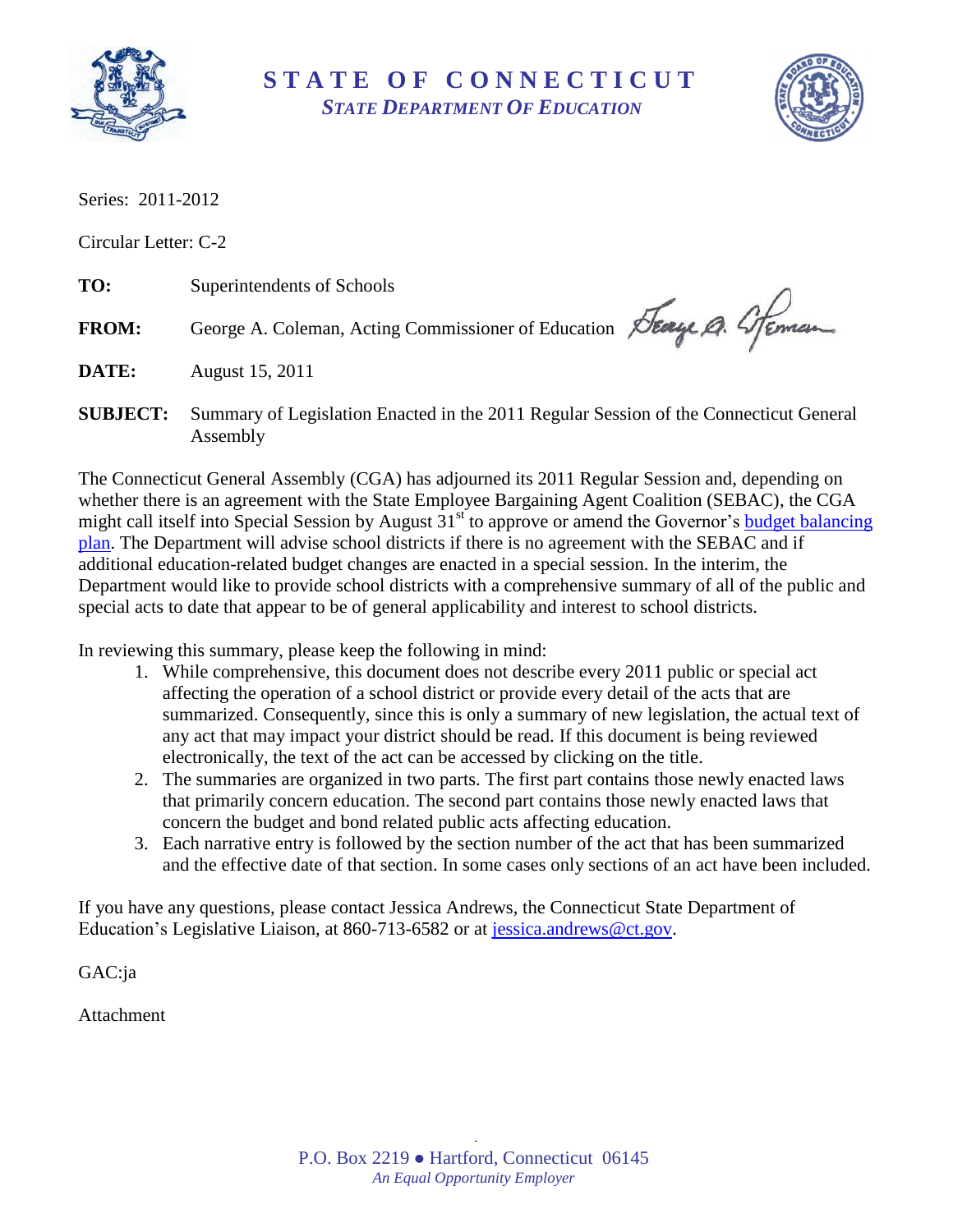# STATE OF CONNECTICUT
## *STATE DEPARTMENT OF EDUCATION*

Series: 2011-2012

Circular Letter: C-2

**TO:** Superintendents of Schools

**FROM:** George A. Coleman, Acting Commissioner of Education

**DATE:** August 15, 2011

**SUBJECT:** Summary of Legislation Enacted in the 2011 Regular Session of the Connecticut General Assembly

The Connecticut General Assembly (CGA) has adjourned its 2011 Regular Session and, depending on whether there is an agreement with the State Employee Bargaining Agent Coalition (SEBAC), the CGA might call itself into Special Session by August 31st to approve or amend the Governor's budget balancing plan. The Department will advise school districts if there is no agreement with the SEBAC and if additional education-related budget changes are enacted in a special session. In the interim, the Department would like to provide school districts with a comprehensive summary of all of the public and special acts to date that appear to be of general applicability and interest to school districts.

In reviewing this summary, please keep the following in mind:

1. While comprehensive, this document does not describe every 2011 public or special act affecting the operation of a school district or provide every detail of the acts that are summarized. Consequently, since this is only a summary of new legislation, the actual text of any act that may impact your district should be read. If this document is being reviewed electronically, the text of the act can be accessed by clicking on the title.
2. The summaries are organized in two parts. The first part contains those newly enacted laws that primarily concern education. The second part contains those newly enacted laws that concern the budget and bond related public acts affecting education.
3. Each narrative entry is followed by the section number of the act that has been summarized and the effective date of that section. In some cases only sections of an act have been included.

If you have any questions, please contact Jessica Andrews, the Connecticut State Department of Education's Legislative Liaison, at 860-713-6582 or at jessica.andrews@ct.gov.

GAC:ja

Attachment

P.O. Box 2219 ● Hartford, Connecticut 06145
*An Equal Opportunity Employer*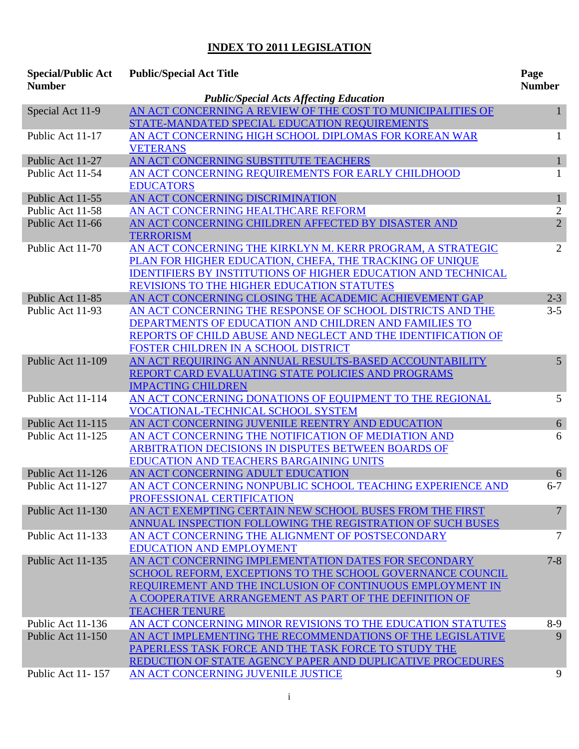# INDEX TO 2011 LEGISLATION

| Special/Public Act Number | Public/Special Act Title | Page Number |
|---|---|---|
| | ***Public/Special Acts Affecting Education*** | |
| Special Act 11-9 | AN ACT CONCERNING A REVIEW OF THE COST TO MUNICIPALITIES OF STATE-MANDATED SPECIAL EDUCATION REQUIREMENTS | 1 |
| Public Act 11-17 | AN ACT CONCERNING HIGH SCHOOL DIPLOMAS FOR KOREAN WAR VETERANS | 1 |
| Public Act 11-27 | AN ACT CONCERNING SUBSTITUTE TEACHERS | 1 |
| Public Act 11-54 | AN ACT CONCERNING REQUIREMENTS FOR EARLY CHILDHOOD EDUCATORS | 1 |
| Public Act 11-55 | AN ACT CONCERNING DISCRIMINATION | 1 |
| Public Act 11-58 | AN ACT CONCERNING HEALTHCARE REFORM | 2 |
| Public Act 11-66 | AN ACT CONCERNING CHILDREN AFFECTED BY DISASTER AND TERRORISM | 2 |
| Public Act 11-70 | AN ACT CONCERNING THE KIRKLYN M. KERR PROGRAM, A STRATEGIC PLAN FOR HIGHER EDUCATION, CHEFA, THE TRACKING OF UNIQUE IDENTIFIERS BY INSTITUTIONS OF HIGHER EDUCATION AND TECHNICAL REVISIONS TO THE HIGHER EDUCATION STATUTES | 2 |
| Public Act 11-85 | AN ACT CONCERNING CLOSING THE ACADEMIC ACHIEVEMENT GAP | 2-3 |
| Public Act 11-93 | AN ACT CONCERNING THE RESPONSE OF SCHOOL DISTRICTS AND THE DEPARTMENTS OF EDUCATION AND CHILDREN AND FAMILIES TO REPORTS OF CHILD ABUSE AND NEGLECT AND THE IDENTIFICATION OF FOSTER CHILDREN IN A SCHOOL DISTRICT | 3-5 |
| Public Act 11-109 | AN ACT REQUIRING AN ANNUAL RESULTS-BASED ACCOUNTABILITY REPORT CARD EVALUATING STATE POLICIES AND PROGRAMS IMPACTING CHILDREN | 5 |
| Public Act 11-114 | AN ACT CONCERNING DONATIONS OF EQUIPMENT TO THE REGIONAL VOCATIONAL-TECHNICAL SCHOOL SYSTEM | 5 |
| Public Act 11-115 | AN ACT CONCERNING JUVENILE REENTRY AND EDUCATION | 6 |
| Public Act 11-125 | AN ACT CONCERNING THE NOTIFICATION OF MEDIATION AND ARBITRATION DECISIONS IN DISPUTES BETWEEN BOARDS OF EDUCATION AND TEACHERS BARGAINING UNITS | 6 |
| Public Act 11-126 | AN ACT CONCERNING ADULT EDUCATION | 6 |
| Public Act 11-127 | AN ACT CONCERNING NONPUBLIC SCHOOL TEACHING EXPERIENCE AND PROFESSIONAL CERTIFICATION | 6-7 |
| Public Act 11-130 | AN ACT EXEMPTING CERTAIN NEW SCHOOL BUSES FROM THE FIRST ANNUAL INSPECTION FOLLOWING THE REGISTRATION OF SUCH BUSES | 7 |
| Public Act 11-133 | AN ACT CONCERNING THE ALIGNMENT OF POSTSECONDARY EDUCATION AND EMPLOYMENT | 7 |
| Public Act 11-135 | AN ACT CONCERNING IMPLEMENTATION DATES FOR SECONDARY SCHOOL REFORM, EXCEPTIONS TO THE SCHOOL GOVERNANCE COUNCIL REQUIREMENT AND THE INCLUSION OF CONTINUOUS EMPLOYMENT IN A COOPERATIVE ARRANGEMENT AS PART OF THE DEFINITION OF TEACHER TENURE | 7-8 |
| Public Act 11-136 | AN ACT CONCERNING MINOR REVISIONS TO THE EDUCATION STATUTES | 8-9 |
| Public Act 11-150 | AN ACT IMPLEMENTING THE RECOMMENDATIONS OF THE LEGISLATIVE PAPERLESS TASK FORCE AND THE TASK FORCE TO STUDY THE REDUCTION OF STATE AGENCY PAPER AND DUPLICATIVE PROCEDURES | 9 |
| Public Act 11- 157 | AN ACT CONCERNING JUVENILE JUSTICE | 9 |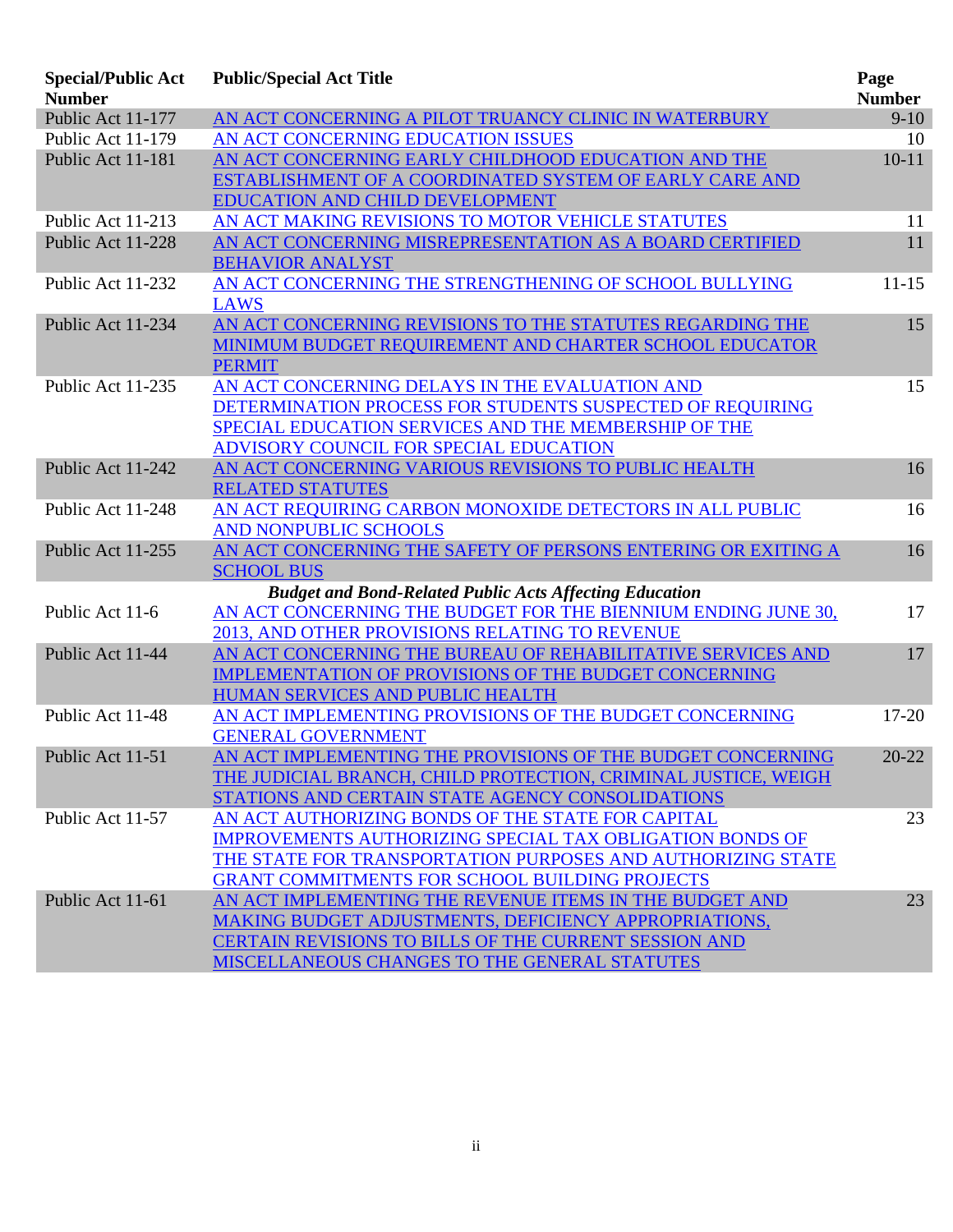| Special/Public Act Number | Public/Special Act Title | Page Number |
|---|---|---|
| Public Act 11-177 | AN ACT CONCERNING A PILOT TRUANCY CLINIC IN WATERBURY | 9-10 |
| Public Act 11-179 | AN ACT CONCERNING EDUCATION ISSUES | 10 |
| Public Act 11-181 | AN ACT CONCERNING EARLY CHILDHOOD EDUCATION AND THE ESTABLISHMENT OF A COORDINATED SYSTEM OF EARLY CARE AND EDUCATION AND CHILD DEVELOPMENT | 10-11 |
| Public Act 11-213 | AN ACT MAKING REVISIONS TO MOTOR VEHICLE STATUTES | 11 |
| Public Act 11-228 | AN ACT CONCERNING MISREPRESENTATION AS A BOARD CERTIFIED BEHAVIOR ANALYST | 11 |
| Public Act 11-232 | AN ACT CONCERNING THE STRENGTHENING OF SCHOOL BULLYING LAWS | 11-15 |
| Public Act 11-234 | AN ACT CONCERNING REVISIONS TO THE STATUTES REGARDING THE MINIMUM BUDGET REQUIREMENT AND CHARTER SCHOOL EDUCATOR PERMIT | 15 |
| Public Act 11-235 | AN ACT CONCERNING DELAYS IN THE EVALUATION AND DETERMINATION PROCESS FOR STUDENTS SUSPECTED OF REQUIRING SPECIAL EDUCATION SERVICES AND THE MEMBERSHIP OF THE ADVISORY COUNCIL FOR SPECIAL EDUCATION | 15 |
| Public Act 11-242 | AN ACT CONCERNING VARIOUS REVISIONS TO PUBLIC HEALTH RELATED STATUTES | 16 |
| Public Act 11-248 | AN ACT REQUIRING CARBON MONOXIDE DETECTORS IN ALL PUBLIC AND NONPUBLIC SCHOOLS | 16 |
| Public Act 11-255 | AN ACT CONCERNING THE SAFETY OF PERSONS ENTERING OR EXITING A SCHOOL BUS | 16 |
| | ***Budget and Bond-Related Public Acts Affecting Education*** | |
| Public Act 11-6 | AN ACT CONCERNING THE BUDGET FOR THE BIENNIUM ENDING JUNE 30, 2013, AND OTHER PROVISIONS RELATING TO REVENUE | 17 |
| Public Act 11-44 | AN ACT CONCERNING THE BUREAU OF REHABILITATIVE SERVICES AND IMPLEMENTATION OF PROVISIONS OF THE BUDGET CONCERNING HUMAN SERVICES AND PUBLIC HEALTH | 17 |
| Public Act 11-48 | AN ACT IMPLEMENTING PROVISIONS OF THE BUDGET CONCERNING GENERAL GOVERNMENT | 17-20 |
| Public Act 11-51 | AN ACT IMPLEMENTING THE PROVISIONS OF THE BUDGET CONCERNING THE JUDICIAL BRANCH, CHILD PROTECTION, CRIMINAL JUSTICE, WEIGH STATIONS AND CERTAIN STATE AGENCY CONSOLIDATIONS | 20-22 |
| Public Act 11-57 | AN ACT AUTHORIZING BONDS OF THE STATE FOR CAPITAL IMPROVEMENTS AUTHORIZING SPECIAL TAX OBLIGATION BONDS OF THE STATE FOR TRANSPORTATION PURPOSES AND AUTHORIZING STATE GRANT COMMITMENTS FOR SCHOOL BUILDING PROJECTS | 23 |
| Public Act 11-61 | AN ACT IMPLEMENTING THE REVENUE ITEMS IN THE BUDGET AND MAKING BUDGET ADJUSTMENTS, DEFICIENCY APPROPRIATIONS, CERTAIN REVISIONS TO BILLS OF THE CURRENT SESSION AND MISCELLANEOUS CHANGES TO THE GENERAL STATUTES | 23 |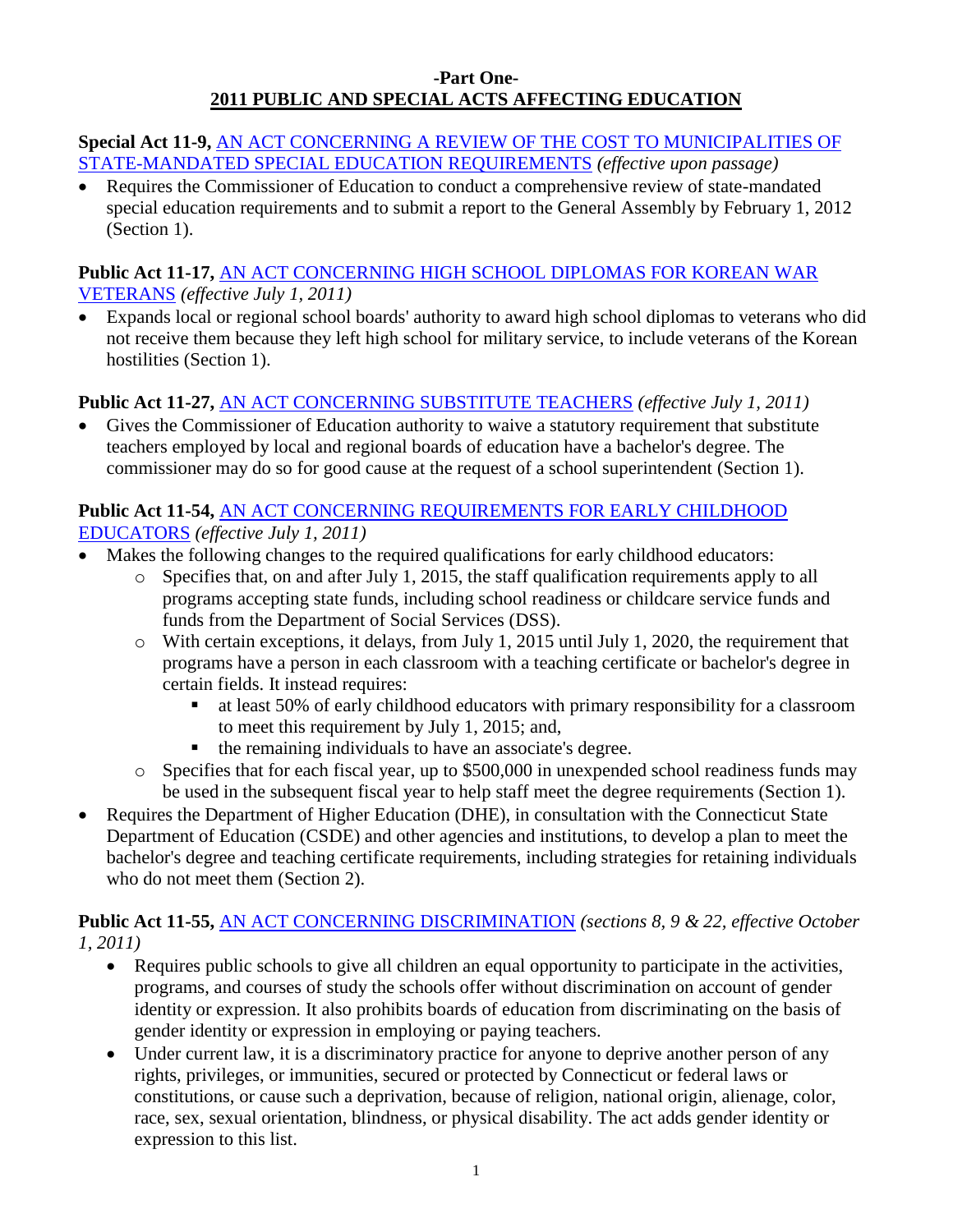**-Part One-**
**2011 PUBLIC AND SPECIAL ACTS AFFECTING EDUCATION**

**Special Act 11-9,** AN ACT CONCERNING A REVIEW OF THE COST TO MUNICIPALITIES OF STATE-MANDATED SPECIAL EDUCATION REQUIREMENTS *(effective upon passage)*

- Requires the Commissioner of Education to conduct a comprehensive review of state-mandated special education requirements and to submit a report to the General Assembly by February 1, 2012 (Section 1).

**Public Act 11-17,** AN ACT CONCERNING HIGH SCHOOL DIPLOMAS FOR KOREAN WAR VETERANS *(effective July 1, 2011)*

- Expands local or regional school boards' authority to award high school diplomas to veterans who did not receive them because they left high school for military service, to include veterans of the Korean hostilities (Section 1).

**Public Act 11-27,** AN ACT CONCERNING SUBSTITUTE TEACHERS *(effective July 1, 2011)*

- Gives the Commissioner of Education authority to waive a statutory requirement that substitute teachers employed by local and regional boards of education have a bachelor's degree. The commissioner may do so for good cause at the request of a school superintendent (Section 1).

**Public Act 11-54,** AN ACT CONCERNING REQUIREMENTS FOR EARLY CHILDHOOD EDUCATORS *(effective July 1, 2011)*

- Makes the following changes to the required qualifications for early childhood educators:
  - Specifies that, on and after July 1, 2015, the staff qualification requirements apply to all programs accepting state funds, including school readiness or childcare service funds and funds from the Department of Social Services (DSS).
  - With certain exceptions, it delays, from July 1, 2015 until July 1, 2020, the requirement that programs have a person in each classroom with a teaching certificate or bachelor's degree in certain fields. It instead requires:
    - at least 50% of early childhood educators with primary responsibility for a classroom to meet this requirement by July 1, 2015; and,
    - the remaining individuals to have an associate's degree.
  - Specifies that for each fiscal year, up to $500,000 in unexpended school readiness funds may be used in the subsequent fiscal year to help staff meet the degree requirements (Section 1).
- Requires the Department of Higher Education (DHE), in consultation with the Connecticut State Department of Education (CSDE) and other agencies and institutions, to develop a plan to meet the bachelor's degree and teaching certificate requirements, including strategies for retaining individuals who do not meet them (Section 2).

**Public Act 11-55,** AN ACT CONCERNING DISCRIMINATION *(sections 8, 9 & 22, effective October 1, 2011)*

- Requires public schools to give all children an equal opportunity to participate in the activities, programs, and courses of study the schools offer without discrimination on account of gender identity or expression. It also prohibits boards of education from discriminating on the basis of gender identity or expression in employing or paying teachers.
- Under current law, it is a discriminatory practice for anyone to deprive another person of any rights, privileges, or immunities, secured or protected by Connecticut or federal laws or constitutions, or cause such a deprivation, because of religion, national origin, alienage, color, race, sex, sexual orientation, blindness, or physical disability. The act adds gender identity or expression to this list.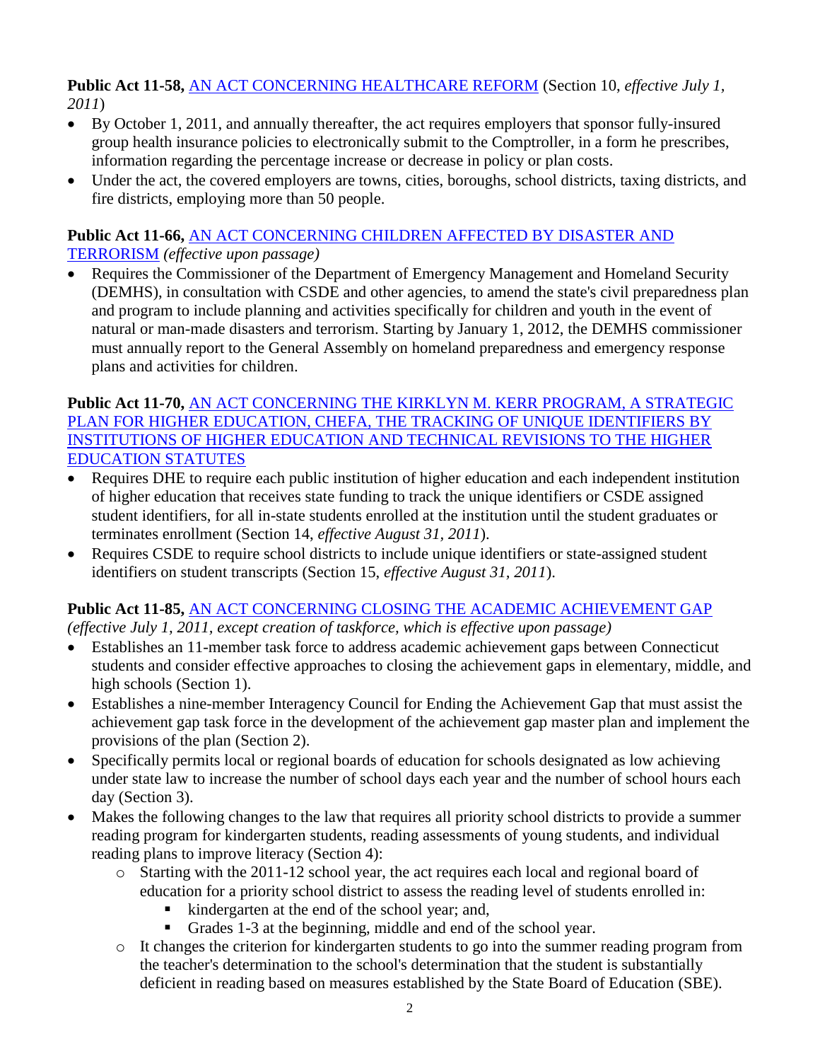**Public Act 11-58,** AN ACT CONCERNING HEALTHCARE REFORM (Section 10, *effective July 1, 2011*)

- By October 1, 2011, and annually thereafter, the act requires employers that sponsor fully-insured group health insurance policies to electronically submit to the Comptroller, in a form he prescribes, information regarding the percentage increase or decrease in policy or plan costs.
- Under the act, the covered employers are towns, cities, boroughs, school districts, taxing districts, and fire districts, employing more than 50 people.

**Public Act 11-66,** AN ACT CONCERNING CHILDREN AFFECTED BY DISASTER AND TERRORISM *(effective upon passage)*

- Requires the Commissioner of the Department of Emergency Management and Homeland Security (DEMHS), in consultation with CSDE and other agencies, to amend the state's civil preparedness plan and program to include planning and activities specifically for children and youth in the event of natural or man-made disasters and terrorism. Starting by January 1, 2012, the DEMHS commissioner must annually report to the General Assembly on homeland preparedness and emergency response plans and activities for children.

**Public Act 11-70,** AN ACT CONCERNING THE KIRKLYN M. KERR PROGRAM, A STRATEGIC PLAN FOR HIGHER EDUCATION, CHEFA, THE TRACKING OF UNIQUE IDENTIFIERS BY INSTITUTIONS OF HIGHER EDUCATION AND TECHNICAL REVISIONS TO THE HIGHER EDUCATION STATUTES

- Requires DHE to require each public institution of higher education and each independent institution of higher education that receives state funding to track the unique identifiers or CSDE assigned student identifiers, for all in-state students enrolled at the institution until the student graduates or terminates enrollment (Section 14, *effective August 31, 2011*).
- Requires CSDE to require school districts to include unique identifiers or state-assigned student identifiers on student transcripts (Section 15, *effective August 31, 2011*).

**Public Act 11-85,** AN ACT CONCERNING CLOSING THE ACADEMIC ACHIEVEMENT GAP *(effective July 1, 2011, except creation of taskforce, which is effective upon passage)*

- Establishes an 11-member task force to address academic achievement gaps between Connecticut students and consider effective approaches to closing the achievement gaps in elementary, middle, and high schools (Section 1).
- Establishes a nine-member Interagency Council for Ending the Achievement Gap that must assist the achievement gap task force in the development of the achievement gap master plan and implement the provisions of the plan (Section 2).
- Specifically permits local or regional boards of education for schools designated as low achieving under state law to increase the number of school days each year and the number of school hours each day (Section 3).
- Makes the following changes to the law that requires all priority school districts to provide a summer reading program for kindergarten students, reading assessments of young students, and individual reading plans to improve literacy (Section 4):
  - Starting with the 2011-12 school year, the act requires each local and regional board of education for a priority school district to assess the reading level of students enrolled in:
    - kindergarten at the end of the school year; and,
    - Grades 1-3 at the beginning, middle and end of the school year.
  - It changes the criterion for kindergarten students to go into the summer reading program from the teacher's determination to the school's determination that the student is substantially deficient in reading based on measures established by the State Board of Education (SBE).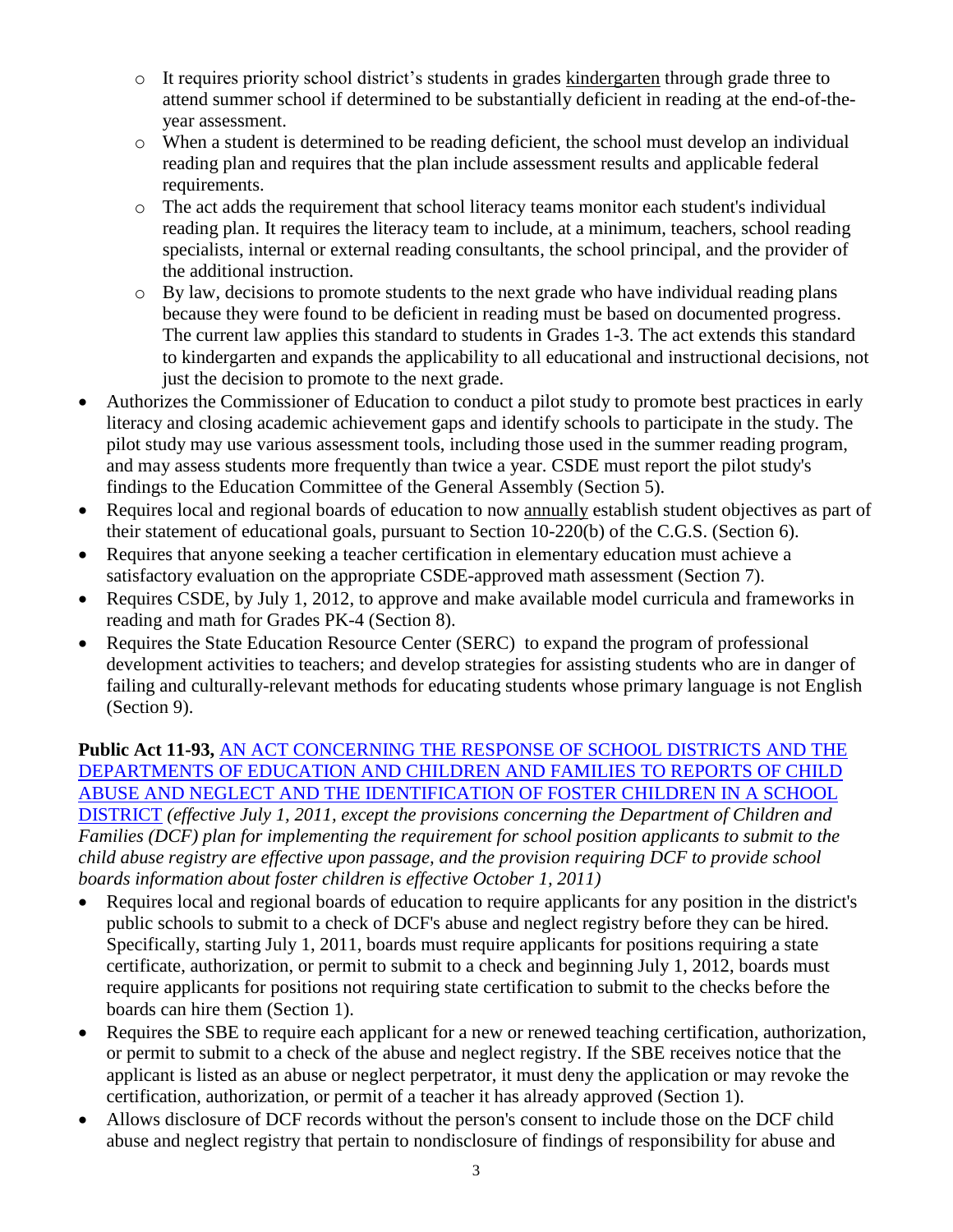- It requires priority school district's students in grades kindergarten through grade three to attend summer school if determined to be substantially deficient in reading at the end-of-the-year assessment.
  - When a student is determined to be reading deficient, the school must develop an individual reading plan and requires that the plan include assessment results and applicable federal requirements.
  - The act adds the requirement that school literacy teams monitor each student's individual reading plan. It requires the literacy team to include, at a minimum, teachers, school reading specialists, internal or external reading consultants, the school principal, and the provider of the additional instruction.
  - By law, decisions to promote students to the next grade who have individual reading plans because they were found to be deficient in reading must be based on documented progress. The current law applies this standard to students in Grades 1-3. The act extends this standard to kindergarten and expands the applicability to all educational and instructional decisions, not just the decision to promote to the next grade.
- Authorizes the Commissioner of Education to conduct a pilot study to promote best practices in early literacy and closing academic achievement gaps and identify schools to participate in the study. The pilot study may use various assessment tools, including those used in the summer reading program, and may assess students more frequently than twice a year. CSDE must report the pilot study's findings to the Education Committee of the General Assembly (Section 5).
- Requires local and regional boards of education to now annually establish student objectives as part of their statement of educational goals, pursuant to Section 10-220(b) of the C.G.S. (Section 6).
- Requires that anyone seeking a teacher certification in elementary education must achieve a satisfactory evaluation on the appropriate CSDE-approved math assessment (Section 7).
- Requires CSDE, by July 1, 2012, to approve and make available model curricula and frameworks in reading and math for Grades PK-4 (Section 8).
- Requires the State Education Resource Center (SERC) to expand the program of professional development activities to teachers; and develop strategies for assisting students who are in danger of failing and culturally-relevant methods for educating students whose primary language is not English (Section 9).

**Public Act 11-93,** AN ACT CONCERNING THE RESPONSE OF SCHOOL DISTRICTS AND THE DEPARTMENTS OF EDUCATION AND CHILDREN AND FAMILIES TO REPORTS OF CHILD ABUSE AND NEGLECT AND THE IDENTIFICATION OF FOSTER CHILDREN IN A SCHOOL DISTRICT *(effective July 1, 2011, except the provisions concerning the Department of Children and Families (DCF) plan for implementing the requirement for school position applicants to submit to the child abuse registry are effective upon passage, and the provision requiring DCF to provide school boards information about foster children is effective October 1, 2011)*

- Requires local and regional boards of education to require applicants for any position in the district's public schools to submit to a check of DCF's abuse and neglect registry before they can be hired. Specifically, starting July 1, 2011, boards must require applicants for positions requiring a state certificate, authorization, or permit to submit to a check and beginning July 1, 2012, boards must require applicants for positions not requiring state certification to submit to the checks before the boards can hire them (Section 1).
- Requires the SBE to require each applicant for a new or renewed teaching certification, authorization, or permit to submit to a check of the abuse and neglect registry. If the SBE receives notice that the applicant is listed as an abuse or neglect perpetrator, it must deny the application or may revoke the certification, authorization, or permit of a teacher it has already approved (Section 1).
- Allows disclosure of DCF records without the person's consent to include those on the DCF child abuse and neglect registry that pertain to nondisclosure of findings of responsibility for abuse and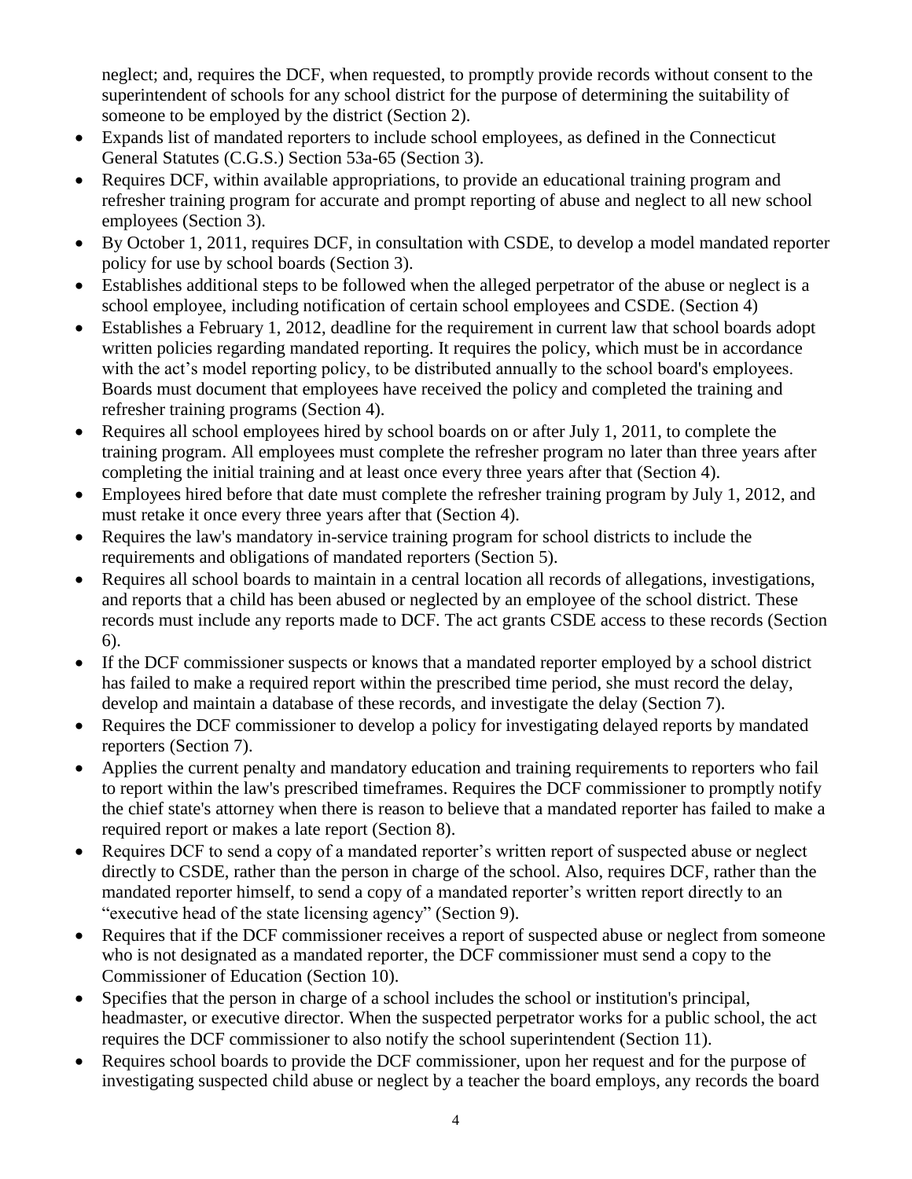neglect; and, requires the DCF, when requested, to promptly provide records without consent to the superintendent of schools for any school district for the purpose of determining the suitability of someone to be employed by the district (Section 2).

- Expands list of mandated reporters to include school employees, as defined in the Connecticut General Statutes (C.G.S.) Section 53a-65 (Section 3).
- Requires DCF, within available appropriations, to provide an educational training program and refresher training program for accurate and prompt reporting of abuse and neglect to all new school employees (Section 3).
- By October 1, 2011, requires DCF, in consultation with CSDE, to develop a model mandated reporter policy for use by school boards (Section 3).
- Establishes additional steps to be followed when the alleged perpetrator of the abuse or neglect is a school employee, including notification of certain school employees and CSDE. (Section 4)
- Establishes a February 1, 2012, deadline for the requirement in current law that school boards adopt written policies regarding mandated reporting. It requires the policy, which must be in accordance with the act's model reporting policy, to be distributed annually to the school board's employees. Boards must document that employees have received the policy and completed the training and refresher training programs (Section 4).
- Requires all school employees hired by school boards on or after July 1, 2011, to complete the training program. All employees must complete the refresher program no later than three years after completing the initial training and at least once every three years after that (Section 4).
- Employees hired before that date must complete the refresher training program by July 1, 2012, and must retake it once every three years after that (Section 4).
- Requires the law's mandatory in-service training program for school districts to include the requirements and obligations of mandated reporters (Section 5).
- Requires all school boards to maintain in a central location all records of allegations, investigations, and reports that a child has been abused or neglected by an employee of the school district. These records must include any reports made to DCF. The act grants CSDE access to these records (Section 6).
- If the DCF commissioner suspects or knows that a mandated reporter employed by a school district has failed to make a required report within the prescribed time period, she must record the delay, develop and maintain a database of these records, and investigate the delay (Section 7).
- Requires the DCF commissioner to develop a policy for investigating delayed reports by mandated reporters (Section 7).
- Applies the current penalty and mandatory education and training requirements to reporters who fail to report within the law's prescribed timeframes. Requires the DCF commissioner to promptly notify the chief state's attorney when there is reason to believe that a mandated reporter has failed to make a required report or makes a late report (Section 8).
- Requires DCF to send a copy of a mandated reporter's written report of suspected abuse or neglect directly to CSDE, rather than the person in charge of the school. Also, requires DCF, rather than the mandated reporter himself, to send a copy of a mandated reporter's written report directly to an "executive head of the state licensing agency" (Section 9).
- Requires that if the DCF commissioner receives a report of suspected abuse or neglect from someone who is not designated as a mandated reporter, the DCF commissioner must send a copy to the Commissioner of Education (Section 10).
- Specifies that the person in charge of a school includes the school or institution's principal, headmaster, or executive director. When the suspected perpetrator works for a public school, the act requires the DCF commissioner to also notify the school superintendent (Section 11).
- Requires school boards to provide the DCF commissioner, upon her request and for the purpose of investigating suspected child abuse or neglect by a teacher the board employs, any records the board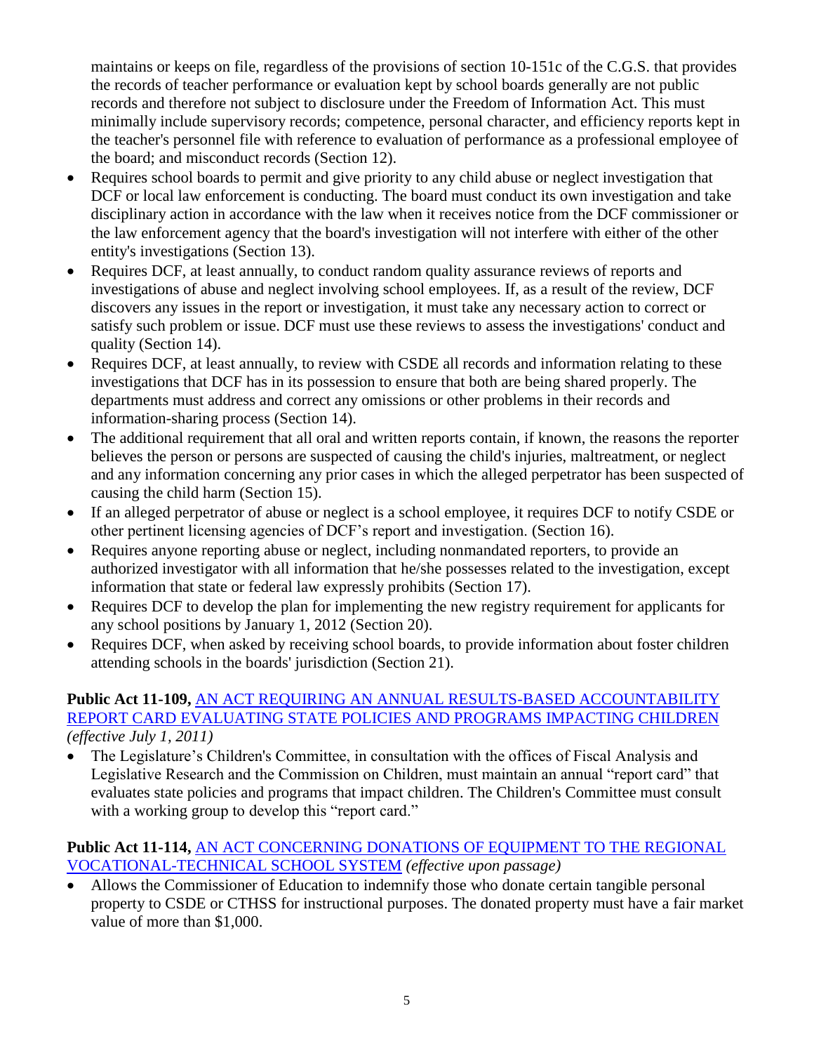maintains or keeps on file, regardless of the provisions of section 10-151c of the C.G.S. that provides the records of teacher performance or evaluation kept by school boards generally are not public records and therefore not subject to disclosure under the Freedom of Information Act. This must minimally include supervisory records; competence, personal character, and efficiency reports kept in the teacher's personnel file with reference to evaluation of performance as a professional employee of the board; and misconduct records (Section 12).

- Requires school boards to permit and give priority to any child abuse or neglect investigation that DCF or local law enforcement is conducting. The board must conduct its own investigation and take disciplinary action in accordance with the law when it receives notice from the DCF commissioner or the law enforcement agency that the board's investigation will not interfere with either of the other entity's investigations (Section 13).
- Requires DCF, at least annually, to conduct random quality assurance reviews of reports and investigations of abuse and neglect involving school employees. If, as a result of the review, DCF discovers any issues in the report or investigation, it must take any necessary action to correct or satisfy such problem or issue. DCF must use these reviews to assess the investigations' conduct and quality (Section 14).
- Requires DCF, at least annually, to review with CSDE all records and information relating to these investigations that DCF has in its possession to ensure that both are being shared properly. The departments must address and correct any omissions or other problems in their records and information-sharing process (Section 14).
- The additional requirement that all oral and written reports contain, if known, the reasons the reporter believes the person or persons are suspected of causing the child's injuries, maltreatment, or neglect and any information concerning any prior cases in which the alleged perpetrator has been suspected of causing the child harm (Section 15).
- If an alleged perpetrator of abuse or neglect is a school employee, it requires DCF to notify CSDE or other pertinent licensing agencies of DCF's report and investigation. (Section 16).
- Requires anyone reporting abuse or neglect, including nonmandated reporters, to provide an authorized investigator with all information that he/she possesses related to the investigation, except information that state or federal law expressly prohibits (Section 17).
- Requires DCF to develop the plan for implementing the new registry requirement for applicants for any school positions by January 1, 2012 (Section 20).
- Requires DCF, when asked by receiving school boards, to provide information about foster children attending schools in the boards' jurisdiction (Section 21).

**Public Act 11-109,** AN ACT REQUIRING AN ANNUAL RESULTS-BASED ACCOUNTABILITY REPORT CARD EVALUATING STATE POLICIES AND PROGRAMS IMPACTING CHILDREN *(effective July 1, 2011)*

- The Legislature's Children's Committee, in consultation with the offices of Fiscal Analysis and Legislative Research and the Commission on Children, must maintain an annual "report card" that evaluates state policies and programs that impact children. The Children's Committee must consult with a working group to develop this "report card."

**Public Act 11-114,** AN ACT CONCERNING DONATIONS OF EQUIPMENT TO THE REGIONAL VOCATIONAL-TECHNICAL SCHOOL SYSTEM *(effective upon passage)*

- Allows the Commissioner of Education to indemnify those who donate certain tangible personal property to CSDE or CTHSS for instructional purposes. The donated property must have a fair market value of more than $1,000.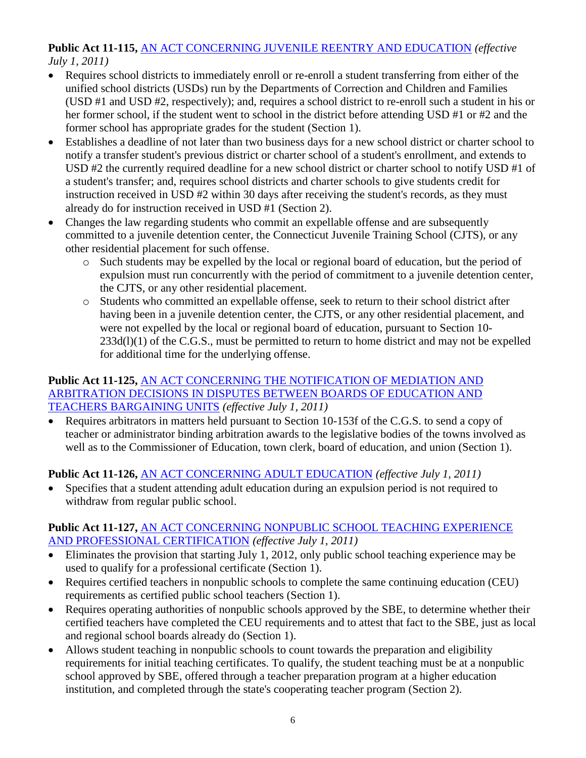**Public Act 11-115,** AN ACT CONCERNING JUVENILE REENTRY AND EDUCATION *(effective July 1, 2011)*

- Requires school districts to immediately enroll or re-enroll a student transferring from either of the unified school districts (USDs) run by the Departments of Correction and Children and Families (USD #1 and USD #2, respectively); and, requires a school district to re-enroll such a student in his or her former school, if the student went to school in the district before attending USD #1 or #2 and the former school has appropriate grades for the student (Section 1).
- Establishes a deadline of not later than two business days for a new school district or charter school to notify a transfer student's previous district or charter school of a student's enrollment, and extends to USD #2 the currently required deadline for a new school district or charter school to notify USD #1 of a student's transfer; and, requires school districts and charter schools to give students credit for instruction received in USD #2 within 30 days after receiving the student's records, as they must already do for instruction received in USD #1 (Section 2).
- Changes the law regarding students who commit an expellable offense and are subsequently committed to a juvenile detention center, the Connecticut Juvenile Training School (CJTS), or any other residential placement for such offense.
  - Such students may be expelled by the local or regional board of education, but the period of expulsion must run concurrently with the period of commitment to a juvenile detention center, the CJTS, or any other residential placement.
  - Students who committed an expellable offense, seek to return to their school district after having been in a juvenile detention center, the CJTS, or any other residential placement, and were not expelled by the local or regional board of education, pursuant to Section 10-233d(l)(1) of the C.G.S., must be permitted to return to home district and may not be expelled for additional time for the underlying offense.

**Public Act 11-125,** AN ACT CONCERNING THE NOTIFICATION OF MEDIATION AND ARBITRATION DECISIONS IN DISPUTES BETWEEN BOARDS OF EDUCATION AND TEACHERS BARGAINING UNITS *(effective July 1, 2011)*

- Requires arbitrators in matters held pursuant to Section 10-153f of the C.G.S. to send a copy of teacher or administrator binding arbitration awards to the legislative bodies of the towns involved as well as to the Commissioner of Education, town clerk, board of education, and union (Section 1).

**Public Act 11-126,** AN ACT CONCERNING ADULT EDUCATION *(effective July 1, 2011)*

- Specifies that a student attending adult education during an expulsion period is not required to withdraw from regular public school.

**Public Act 11-127,** AN ACT CONCERNING NONPUBLIC SCHOOL TEACHING EXPERIENCE AND PROFESSIONAL CERTIFICATION *(effective July 1, 2011)*

- Eliminates the provision that starting July 1, 2012, only public school teaching experience may be used to qualify for a professional certificate (Section 1).
- Requires certified teachers in nonpublic schools to complete the same continuing education (CEU) requirements as certified public school teachers (Section 1).
- Requires operating authorities of nonpublic schools approved by the SBE, to determine whether their certified teachers have completed the CEU requirements and to attest that fact to the SBE, just as local and regional school boards already do (Section 1).
- Allows student teaching in nonpublic schools to count towards the preparation and eligibility requirements for initial teaching certificates. To qualify, the student teaching must be at a nonpublic school approved by SBE, offered through a teacher preparation program at a higher education institution, and completed through the state's cooperating teacher program (Section 2).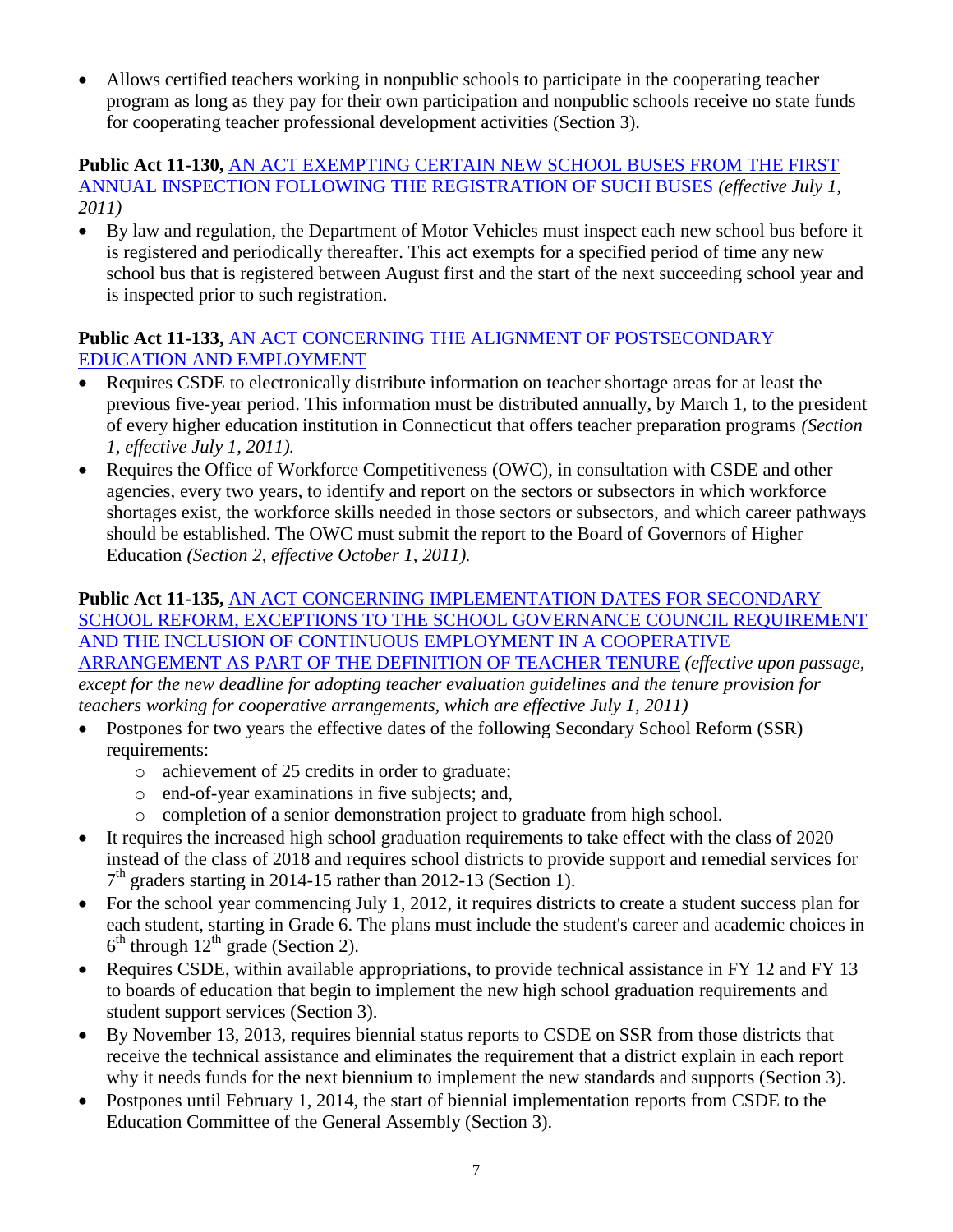- Allows certified teachers working in nonpublic schools to participate in the cooperating teacher program as long as they pay for their own participation and nonpublic schools receive no state funds for cooperating teacher professional development activities (Section 3).

**Public Act 11-130,** AN ACT EXEMPTING CERTAIN NEW SCHOOL BUSES FROM THE FIRST ANNUAL INSPECTION FOLLOWING THE REGISTRATION OF SUCH BUSES *(effective July 1, 2011)*

- By law and regulation, the Department of Motor Vehicles must inspect each new school bus before it is registered and periodically thereafter. This act exempts for a specified period of time any new school bus that is registered between August first and the start of the next succeeding school year and is inspected prior to such registration.

**Public Act 11-133,** AN ACT CONCERNING THE ALIGNMENT OF POSTSECONDARY EDUCATION AND EMPLOYMENT

- Requires CSDE to electronically distribute information on teacher shortage areas for at least the previous five-year period. This information must be distributed annually, by March 1, to the president of every higher education institution in Connecticut that offers teacher preparation programs *(Section 1, effective July 1, 2011).*
- Requires the Office of Workforce Competitiveness (OWC), in consultation with CSDE and other agencies, every two years, to identify and report on the sectors or subsectors in which workforce shortages exist, the workforce skills needed in those sectors or subsectors, and which career pathways should be established. The OWC must submit the report to the Board of Governors of Higher Education *(Section 2, effective October 1, 2011).*

**Public Act 11-135,** AN ACT CONCERNING IMPLEMENTATION DATES FOR SECONDARY SCHOOL REFORM, EXCEPTIONS TO THE SCHOOL GOVERNANCE COUNCIL REQUIREMENT AND THE INCLUSION OF CONTINUOUS EMPLOYMENT IN A COOPERATIVE ARRANGEMENT AS PART OF THE DEFINITION OF TEACHER TENURE *(effective upon passage, except for the new deadline for adopting teacher evaluation guidelines and the tenure provision for teachers working for cooperative arrangements, which are effective July 1, 2011)*

- Postpones for two years the effective dates of the following Secondary School Reform (SSR) requirements:
  - achievement of 25 credits in order to graduate;
  - end-of-year examinations in five subjects; and,
  - completion of a senior demonstration project to graduate from high school.
- It requires the increased high school graduation requirements to take effect with the class of 2020 instead of the class of 2018 and requires school districts to provide support and remedial services for 7th graders starting in 2014-15 rather than 2012-13 (Section 1).
- For the school year commencing July 1, 2012, it requires districts to create a student success plan for each student, starting in Grade 6. The plans must include the student's career and academic choices in 6th through 12th grade (Section 2).
- Requires CSDE, within available appropriations, to provide technical assistance in FY 12 and FY 13 to boards of education that begin to implement the new high school graduation requirements and student support services (Section 3).
- By November 13, 2013, requires biennial status reports to CSDE on SSR from those districts that receive the technical assistance and eliminates the requirement that a district explain in each report why it needs funds for the next biennium to implement the new standards and supports (Section 3).
- Postpones until February 1, 2014, the start of biennial implementation reports from CSDE to the Education Committee of the General Assembly (Section 3).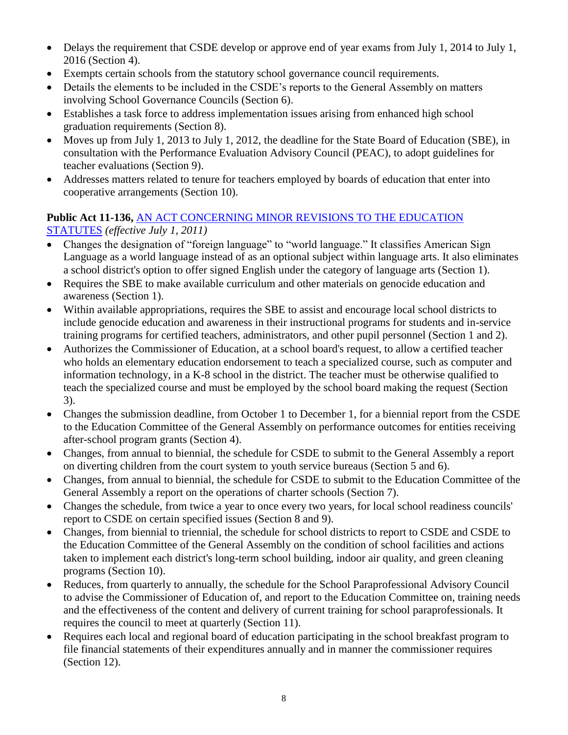- Delays the requirement that CSDE develop or approve end of year exams from July 1, 2014 to July 1, 2016 (Section 4).
- Exempts certain schools from the statutory school governance council requirements.
- Details the elements to be included in the CSDE's reports to the General Assembly on matters involving School Governance Councils (Section 6).
- Establishes a task force to address implementation issues arising from enhanced high school graduation requirements (Section 8).
- Moves up from July 1, 2013 to July 1, 2012, the deadline for the State Board of Education (SBE), in consultation with the Performance Evaluation Advisory Council (PEAC), to adopt guidelines for teacher evaluations (Section 9).
- Addresses matters related to tenure for teachers employed by boards of education that enter into cooperative arrangements (Section 10).

**Public Act 11-136,** AN ACT CONCERNING MINOR REVISIONS TO THE EDUCATION STATUTES *(effective July 1, 2011)*

- Changes the designation of "foreign language" to "world language." It classifies American Sign Language as a world language instead of as an optional subject within language arts. It also eliminates a school district's option to offer signed English under the category of language arts (Section 1).
- Requires the SBE to make available curriculum and other materials on genocide education and awareness (Section 1).
- Within available appropriations, requires the SBE to assist and encourage local school districts to include genocide education and awareness in their instructional programs for students and in-service training programs for certified teachers, administrators, and other pupil personnel (Section 1 and 2).
- Authorizes the Commissioner of Education, at a school board's request, to allow a certified teacher who holds an elementary education endorsement to teach a specialized course, such as computer and information technology, in a K-8 school in the district. The teacher must be otherwise qualified to teach the specialized course and must be employed by the school board making the request (Section 3).
- Changes the submission deadline, from October 1 to December 1, for a biennial report from the CSDE to the Education Committee of the General Assembly on performance outcomes for entities receiving after-school program grants (Section 4).
- Changes, from annual to biennial, the schedule for CSDE to submit to the General Assembly a report on diverting children from the court system to youth service bureaus (Section 5 and 6).
- Changes, from annual to biennial, the schedule for CSDE to submit to the Education Committee of the General Assembly a report on the operations of charter schools (Section 7).
- Changes the schedule, from twice a year to once every two years, for local school readiness councils' report to CSDE on certain specified issues (Section 8 and 9).
- Changes, from biennial to triennial, the schedule for school districts to report to CSDE and CSDE to the Education Committee of the General Assembly on the condition of school facilities and actions taken to implement each district's long-term school building, indoor air quality, and green cleaning programs (Section 10).
- Reduces, from quarterly to annually, the schedule for the School Paraprofessional Advisory Council to advise the Commissioner of Education of, and report to the Education Committee on, training needs and the effectiveness of the content and delivery of current training for school paraprofessionals. It requires the council to meet at quarterly (Section 11).
- Requires each local and regional board of education participating in the school breakfast program to file financial statements of their expenditures annually and in manner the commissioner requires (Section 12).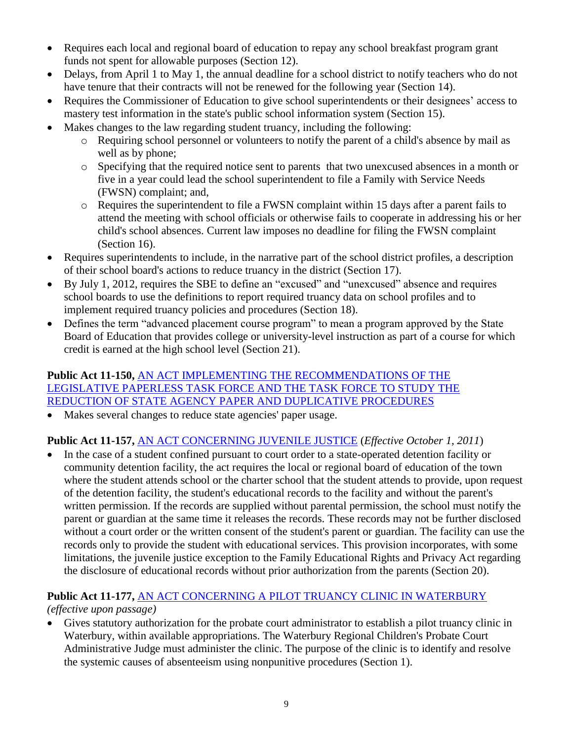- Requires each local and regional board of education to repay any school breakfast program grant funds not spent for allowable purposes (Section 12).
- Delays, from April 1 to May 1, the annual deadline for a school district to notify teachers who do not have tenure that their contracts will not be renewed for the following year (Section 14).
- Requires the Commissioner of Education to give school superintendents or their designees' access to mastery test information in the state's public school information system (Section 15).
- Makes changes to the law regarding student truancy, including the following:
  - Requiring school personnel or volunteers to notify the parent of a child's absence by mail as well as by phone;
  - Specifying that the required notice sent to parents that two unexcused absences in a month or five in a year could lead the school superintendent to file a Family with Service Needs (FWSN) complaint; and,
  - Requires the superintendent to file a FWSN complaint within 15 days after a parent fails to attend the meeting with school officials or otherwise fails to cooperate in addressing his or her child's school absences. Current law imposes no deadline for filing the FWSN complaint (Section 16).
- Requires superintendents to include, in the narrative part of the school district profiles, a description of their school board's actions to reduce truancy in the district (Section 17).
- By July 1, 2012, requires the SBE to define an "excused" and "unexcused" absence and requires school boards to use the definitions to report required truancy data on school profiles and to implement required truancy policies and procedures (Section 18).
- Defines the term "advanced placement course program" to mean a program approved by the State Board of Education that provides college or university-level instruction as part of a course for which credit is earned at the high school level (Section 21).

**Public Act 11-150,** AN ACT IMPLEMENTING THE RECOMMENDATIONS OF THE LEGISLATIVE PAPERLESS TASK FORCE AND THE TASK FORCE TO STUDY THE REDUCTION OF STATE AGENCY PAPER AND DUPLICATIVE PROCEDURES

- Makes several changes to reduce state agencies' paper usage.

**Public Act 11-157,** AN ACT CONCERNING JUVENILE JUSTICE (*Effective October 1, 2011*)

- In the case of a student confined pursuant to court order to a state-operated detention facility or community detention facility, the act requires the local or regional board of education of the town where the student attends school or the charter school that the student attends to provide, upon request of the detention facility, the student's educational records to the facility and without the parent's written permission. If the records are supplied without parental permission, the school must notify the parent or guardian at the same time it releases the records. These records may not be further disclosed without a court order or the written consent of the student's parent or guardian. The facility can use the records only to provide the student with educational services. This provision incorporates, with some limitations, the juvenile justice exception to the Family Educational Rights and Privacy Act regarding the disclosure of educational records without prior authorization from the parents (Section 20).

**Public Act 11-177,** AN ACT CONCERNING A PILOT TRUANCY CLINIC IN WATERBURY *(effective upon passage)*

- Gives statutory authorization for the probate court administrator to establish a pilot truancy clinic in Waterbury, within available appropriations. The Waterbury Regional Children's Probate Court Administrative Judge must administer the clinic. The purpose of the clinic is to identify and resolve the systemic causes of absenteeism using nonpunitive procedures (Section 1).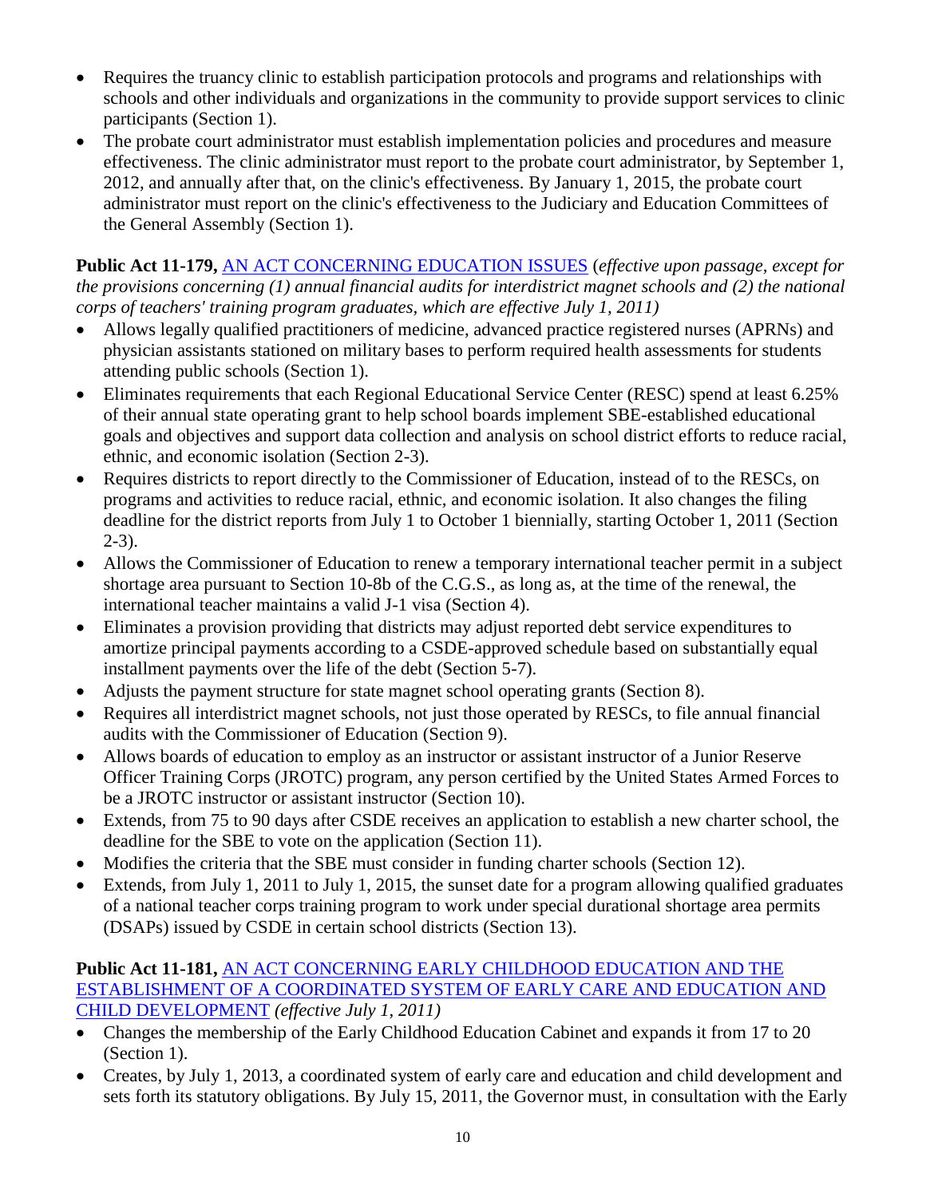- Requires the truancy clinic to establish participation protocols and programs and relationships with schools and other individuals and organizations in the community to provide support services to clinic participants (Section 1).
- The probate court administrator must establish implementation policies and procedures and measure effectiveness. The clinic administrator must report to the probate court administrator, by September 1, 2012, and annually after that, on the clinic's effectiveness. By January 1, 2015, the probate court administrator must report on the clinic's effectiveness to the Judiciary and Education Committees of the General Assembly (Section 1).

**Public Act 11-179,** AN ACT CONCERNING EDUCATION ISSUES (*effective upon passage, except for the provisions concerning (1) annual financial audits for interdistrict magnet schools and (2) the national corps of teachers' training program graduates, which are effective July 1, 2011)*

- Allows legally qualified practitioners of medicine, advanced practice registered nurses (APRNs) and physician assistants stationed on military bases to perform required health assessments for students attending public schools (Section 1).
- Eliminates requirements that each Regional Educational Service Center (RESC) spend at least 6.25% of their annual state operating grant to help school boards implement SBE-established educational goals and objectives and support data collection and analysis on school district efforts to reduce racial, ethnic, and economic isolation (Section 2-3).
- Requires districts to report directly to the Commissioner of Education, instead of to the RESCs, on programs and activities to reduce racial, ethnic, and economic isolation. It also changes the filing deadline for the district reports from July 1 to October 1 biennially, starting October 1, 2011 (Section 2-3).
- Allows the Commissioner of Education to renew a temporary international teacher permit in a subject shortage area pursuant to Section 10-8b of the C.G.S., as long as, at the time of the renewal, the international teacher maintains a valid J-1 visa (Section 4).
- Eliminates a provision providing that districts may adjust reported debt service expenditures to amortize principal payments according to a CSDE-approved schedule based on substantially equal installment payments over the life of the debt (Section 5-7).
- Adjusts the payment structure for state magnet school operating grants (Section 8).
- Requires all interdistrict magnet schools, not just those operated by RESCs, to file annual financial audits with the Commissioner of Education (Section 9).
- Allows boards of education to employ as an instructor or assistant instructor of a Junior Reserve Officer Training Corps (JROTC) program, any person certified by the United States Armed Forces to be a JROTC instructor or assistant instructor (Section 10).
- Extends, from 75 to 90 days after CSDE receives an application to establish a new charter school, the deadline for the SBE to vote on the application (Section 11).
- Modifies the criteria that the SBE must consider in funding charter schools (Section 12).
- Extends, from July 1, 2011 to July 1, 2015, the sunset date for a program allowing qualified graduates of a national teacher corps training program to work under special durational shortage area permits (DSAPs) issued by CSDE in certain school districts (Section 13).

**Public Act 11-181,** AN ACT CONCERNING EARLY CHILDHOOD EDUCATION AND THE ESTABLISHMENT OF A COORDINATED SYSTEM OF EARLY CARE AND EDUCATION AND CHILD DEVELOPMENT *(effective July 1, 2011)*

- Changes the membership of the Early Childhood Education Cabinet and expands it from 17 to 20 (Section 1).
- Creates, by July 1, 2013, a coordinated system of early care and education and child development and sets forth its statutory obligations. By July 15, 2011, the Governor must, in consultation with the Early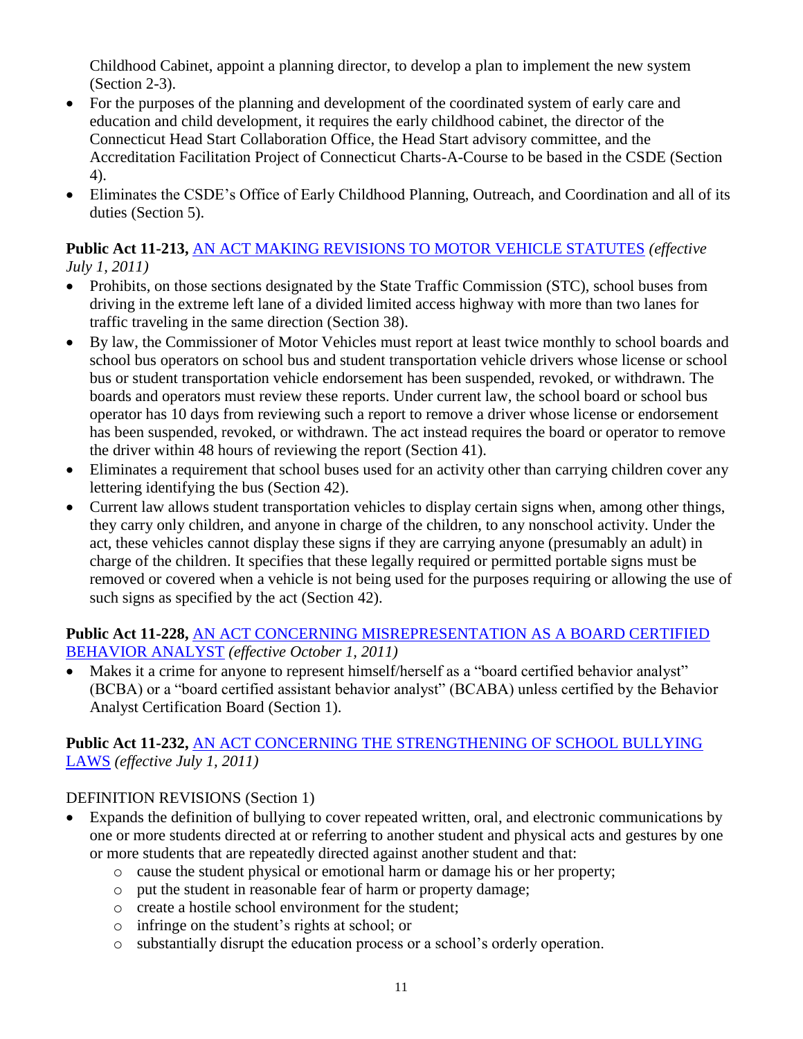Childhood Cabinet, appoint a planning director, to develop a plan to implement the new system (Section 2-3).

- For the purposes of the planning and development of the coordinated system of early care and education and child development, it requires the early childhood cabinet, the director of the Connecticut Head Start Collaboration Office, the Head Start advisory committee, and the Accreditation Facilitation Project of Connecticut Charts-A-Course to be based in the CSDE (Section 4).
- Eliminates the CSDE's Office of Early Childhood Planning, Outreach, and Coordination and all of its duties (Section 5).

**Public Act 11-213,** AN ACT MAKING REVISIONS TO MOTOR VEHICLE STATUTES *(effective July 1, 2011)*

- Prohibits, on those sections designated by the State Traffic Commission (STC), school buses from driving in the extreme left lane of a divided limited access highway with more than two lanes for traffic traveling in the same direction (Section 38).
- By law, the Commissioner of Motor Vehicles must report at least twice monthly to school boards and school bus operators on school bus and student transportation vehicle drivers whose license or school bus or student transportation vehicle endorsement has been suspended, revoked, or withdrawn. The boards and operators must review these reports. Under current law, the school board or school bus operator has 10 days from reviewing such a report to remove a driver whose license or endorsement has been suspended, revoked, or withdrawn. The act instead requires the board or operator to remove the driver within 48 hours of reviewing the report (Section 41).
- Eliminates a requirement that school buses used for an activity other than carrying children cover any lettering identifying the bus (Section 42).
- Current law allows student transportation vehicles to display certain signs when, among other things, they carry only children, and anyone in charge of the children, to any nonschool activity. Under the act, these vehicles cannot display these signs if they are carrying anyone (presumably an adult) in charge of the children. It specifies that these legally required or permitted portable signs must be removed or covered when a vehicle is not being used for the purposes requiring or allowing the use of such signs as specified by the act (Section 42).

**Public Act 11-228,** AN ACT CONCERNING MISREPRESENTATION AS A BOARD CERTIFIED BEHAVIOR ANALYST *(effective October 1, 2011)*

- Makes it a crime for anyone to represent himself/herself as a "board certified behavior analyst" (BCBA) or a "board certified assistant behavior analyst" (BCABA) unless certified by the Behavior Analyst Certification Board (Section 1).

**Public Act 11-232,** AN ACT CONCERNING THE STRENGTHENING OF SCHOOL BULLYING LAWS *(effective July 1, 2011)*

DEFINITION REVISIONS (Section 1)

- Expands the definition of bullying to cover repeated written, oral, and electronic communications by one or more students directed at or referring to another student and physical acts and gestures by one or more students that are repeatedly directed against another student and that:
  - cause the student physical or emotional harm or damage his or her property;
  - put the student in reasonable fear of harm or property damage;
  - create a hostile school environment for the student;
  - infringe on the student's rights at school; or
  - substantially disrupt the education process or a school's orderly operation.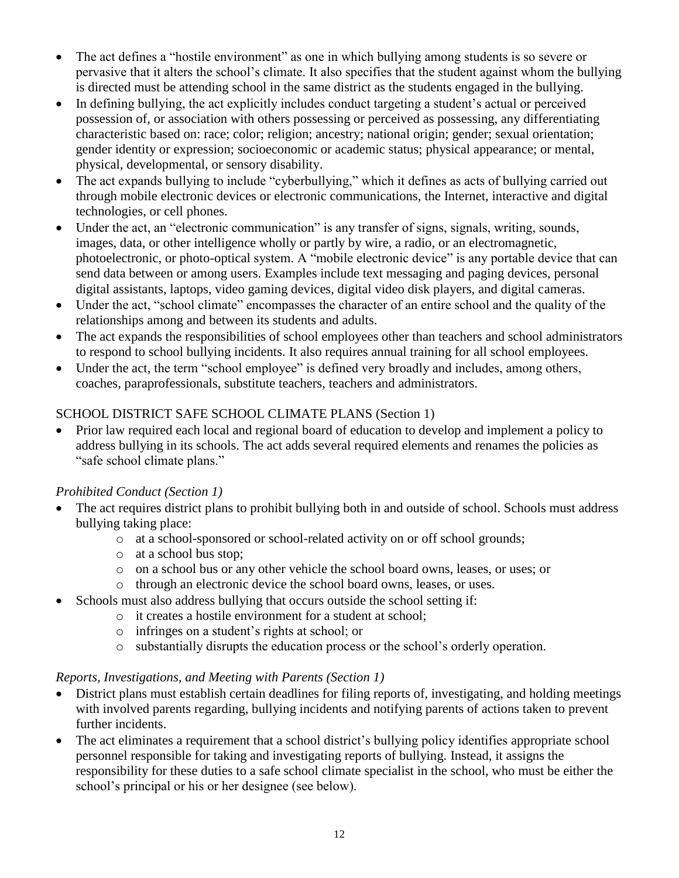- The act defines a "hostile environment" as one in which bullying among students is so severe or pervasive that it alters the school's climate. It also specifies that the student against whom the bullying is directed must be attending school in the same district as the students engaged in the bullying.
- In defining bullying, the act explicitly includes conduct targeting a student's actual or perceived possession of, or association with others possessing or perceived as possessing, any differentiating characteristic based on: race; color; religion; ancestry; national origin; gender; sexual orientation; gender identity or expression; socioeconomic or academic status; physical appearance; or mental, physical, developmental, or sensory disability.
- The act expands bullying to include "cyberbullying," which it defines as acts of bullying carried out through mobile electronic devices or electronic communications, the Internet, interactive and digital technologies, or cell phones.
- Under the act, an "electronic communication" is any transfer of signs, signals, writing, sounds, images, data, or other intelligence wholly or partly by wire, a radio, or an electromagnetic, photoelectronic, or photo-optical system. A "mobile electronic device" is any portable device that can send data between or among users. Examples include text messaging and paging devices, personal digital assistants, laptops, video gaming devices, digital video disk players, and digital cameras.
- Under the act, "school climate" encompasses the character of an entire school and the quality of the relationships among and between its students and adults.
- The act expands the responsibilities of school employees other than teachers and school administrators to respond to school bullying incidents. It also requires annual training for all school employees.
- Under the act, the term "school employee" is defined very broadly and includes, among others, coaches, paraprofessionals, substitute teachers, teachers and administrators.

SCHOOL DISTRICT SAFE SCHOOL CLIMATE PLANS (Section 1)

- Prior law required each local and regional board of education to develop and implement a policy to address bullying in its schools. The act adds several required elements and renames the policies as "safe school climate plans."

*Prohibited Conduct (Section 1)*

- The act requires district plans to prohibit bullying both in and outside of school. Schools must address bullying taking place:
    - at a school-sponsored or school-related activity on or off school grounds;
    - at a school bus stop;
    - on a school bus or any other vehicle the school board owns, leases, or uses; or
    - through an electronic device the school board owns, leases, or uses.
- Schools must also address bullying that occurs outside the school setting if:
    - it creates a hostile environment for a student at school;
    - infringes on a student's rights at school; or
    - substantially disrupts the education process or the school's orderly operation.

*Reports, Investigations, and Meeting with Parents (Section 1)*

- District plans must establish certain deadlines for filing reports of, investigating, and holding meetings with involved parents regarding, bullying incidents and notifying parents of actions taken to prevent further incidents.
- The act eliminates a requirement that a school district's bullying policy identifies appropriate school personnel responsible for taking and investigating reports of bullying. Instead, it assigns the responsibility for these duties to a safe school climate specialist in the school, who must be either the school's principal or his or her designee (see below).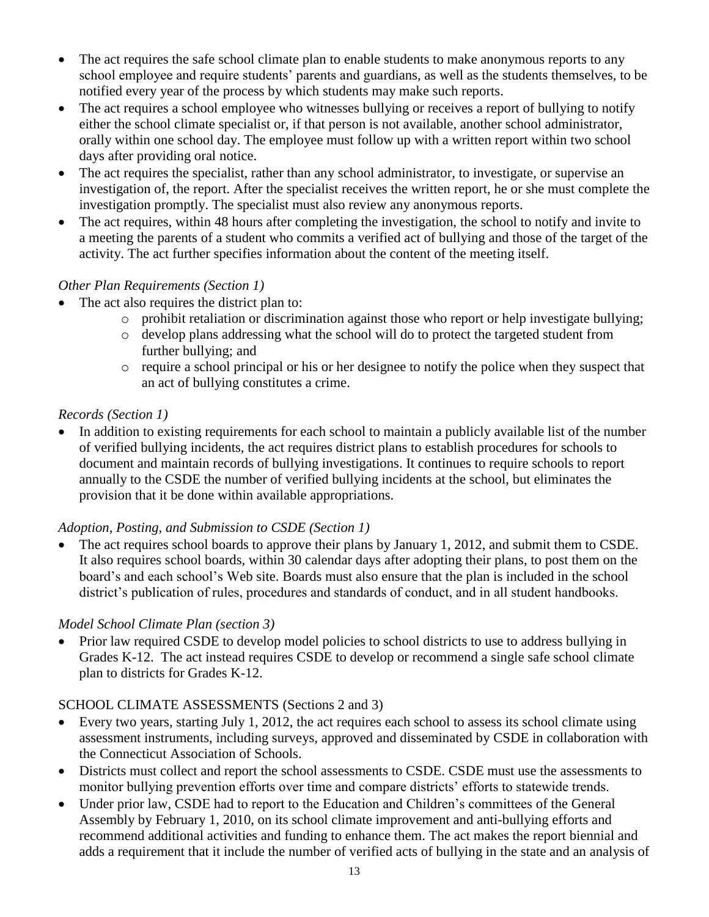- The act requires the safe school climate plan to enable students to make anonymous reports to any school employee and require students' parents and guardians, as well as the students themselves, to be notified every year of the process by which students may make such reports.
- The act requires a school employee who witnesses bullying or receives a report of bullying to notify either the school climate specialist or, if that person is not available, another school administrator, orally within one school day. The employee must follow up with a written report within two school days after providing oral notice.
- The act requires the specialist, rather than any school administrator, to investigate, or supervise an investigation of, the report. After the specialist receives the written report, he or she must complete the investigation promptly. The specialist must also review any anonymous reports.
- The act requires, within 48 hours after completing the investigation, the school to notify and invite to a meeting the parents of a student who commits a verified act of bullying and those of the target of the activity. The act further specifies information about the content of the meeting itself.

*Other Plan Requirements (Section 1)*

- The act also requires the district plan to:
  - prohibit retaliation or discrimination against those who report or help investigate bullying;
  - develop plans addressing what the school will do to protect the targeted student from further bullying; and
  - require a school principal or his or her designee to notify the police when they suspect that an act of bullying constitutes a crime.

*Records (Section 1)*

- In addition to existing requirements for each school to maintain a publicly available list of the number of verified bullying incidents, the act requires district plans to establish procedures for schools to document and maintain records of bullying investigations. It continues to require schools to report annually to the CSDE the number of verified bullying incidents at the school, but eliminates the provision that it be done within available appropriations.

*Adoption, Posting, and Submission to CSDE (Section 1)*

- The act requires school boards to approve their plans by January 1, 2012, and submit them to CSDE. It also requires school boards, within 30 calendar days after adopting their plans, to post them on the board's and each school's Web site. Boards must also ensure that the plan is included in the school district's publication of rules, procedures and standards of conduct, and in all student handbooks.

*Model School Climate Plan (section 3)*

- Prior law required CSDE to develop model policies to school districts to use to address bullying in Grades K-12. The act instead requires CSDE to develop or recommend a single safe school climate plan to districts for Grades K-12.

SCHOOL CLIMATE ASSESSMENTS (Sections 2 and 3)

- Every two years, starting July 1, 2012, the act requires each school to assess its school climate using assessment instruments, including surveys, approved and disseminated by CSDE in collaboration with the Connecticut Association of Schools.
- Districts must collect and report the school assessments to CSDE. CSDE must use the assessments to monitor bullying prevention efforts over time and compare districts' efforts to statewide trends.
- Under prior law, CSDE had to report to the Education and Children's committees of the General Assembly by February 1, 2010, on its school climate improvement and anti-bullying efforts and recommend additional activities and funding to enhance them. The act makes the report biennial and adds a requirement that it include the number of verified acts of bullying in the state and an analysis of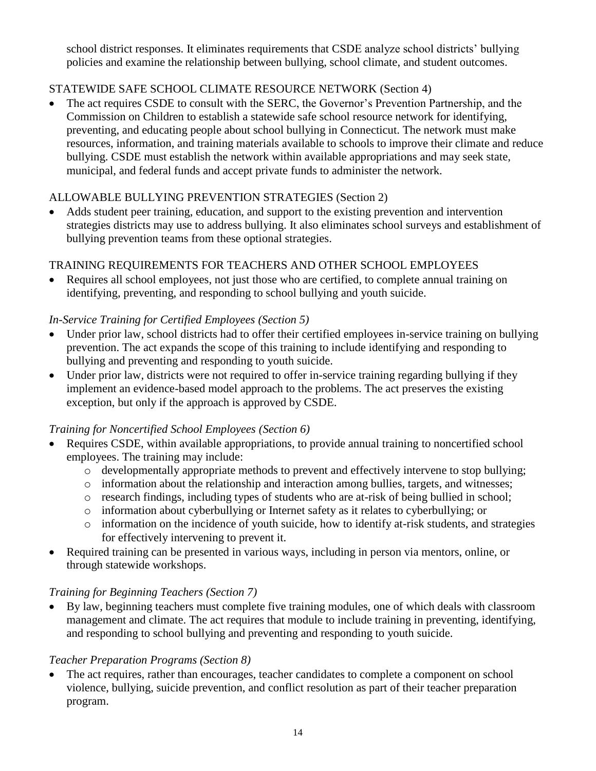school district responses. It eliminates requirements that CSDE analyze school districts' bullying policies and examine the relationship between bullying, school climate, and student outcomes.

## STATEWIDE SAFE SCHOOL CLIMATE RESOURCE NETWORK (Section 4)

- The act requires CSDE to consult with the SERC, the Governor's Prevention Partnership, and the Commission on Children to establish a statewide safe school resource network for identifying, preventing, and educating people about school bullying in Connecticut. The network must make resources, information, and training materials available to schools to improve their climate and reduce bullying. CSDE must establish the network within available appropriations and may seek state, municipal, and federal funds and accept private funds to administer the network.

## ALLOWABLE BULLYING PREVENTION STRATEGIES (Section 2)

- Adds student peer training, education, and support to the existing prevention and intervention strategies districts may use to address bullying. It also eliminates school surveys and establishment of bullying prevention teams from these optional strategies.

## TRAINING REQUIREMENTS FOR TEACHERS AND OTHER SCHOOL EMPLOYEES

- Requires all school employees, not just those who are certified, to complete annual training on identifying, preventing, and responding to school bullying and youth suicide.

### *In-Service Training for Certified Employees (Section 5)*

- Under prior law, school districts had to offer their certified employees in-service training on bullying prevention. The act expands the scope of this training to include identifying and responding to bullying and preventing and responding to youth suicide.
- Under prior law, districts were not required to offer in-service training regarding bullying if they implement an evidence-based model approach to the problems. The act preserves the existing exception, but only if the approach is approved by CSDE.

### *Training for Noncertified School Employees (Section 6)*

- Requires CSDE, within available appropriations, to provide annual training to noncertified school employees. The training may include:
  - developmentally appropriate methods to prevent and effectively intervene to stop bullying;
  - information about the relationship and interaction among bullies, targets, and witnesses;
  - research findings, including types of students who are at-risk of being bullied in school;
  - information about cyberbullying or Internet safety as it relates to cyberbullying; or
  - information on the incidence of youth suicide, how to identify at-risk students, and strategies for effectively intervening to prevent it.
- Required training can be presented in various ways, including in person via mentors, online, or through statewide workshops.

### *Training for Beginning Teachers (Section 7)*

- By law, beginning teachers must complete five training modules, one of which deals with classroom management and climate. The act requires that module to include training in preventing, identifying, and responding to school bullying and preventing and responding to youth suicide.

### *Teacher Preparation Programs (Section 8)*

- The act requires, rather than encourages, teacher candidates to complete a component on school violence, bullying, suicide prevention, and conflict resolution as part of their teacher preparation program.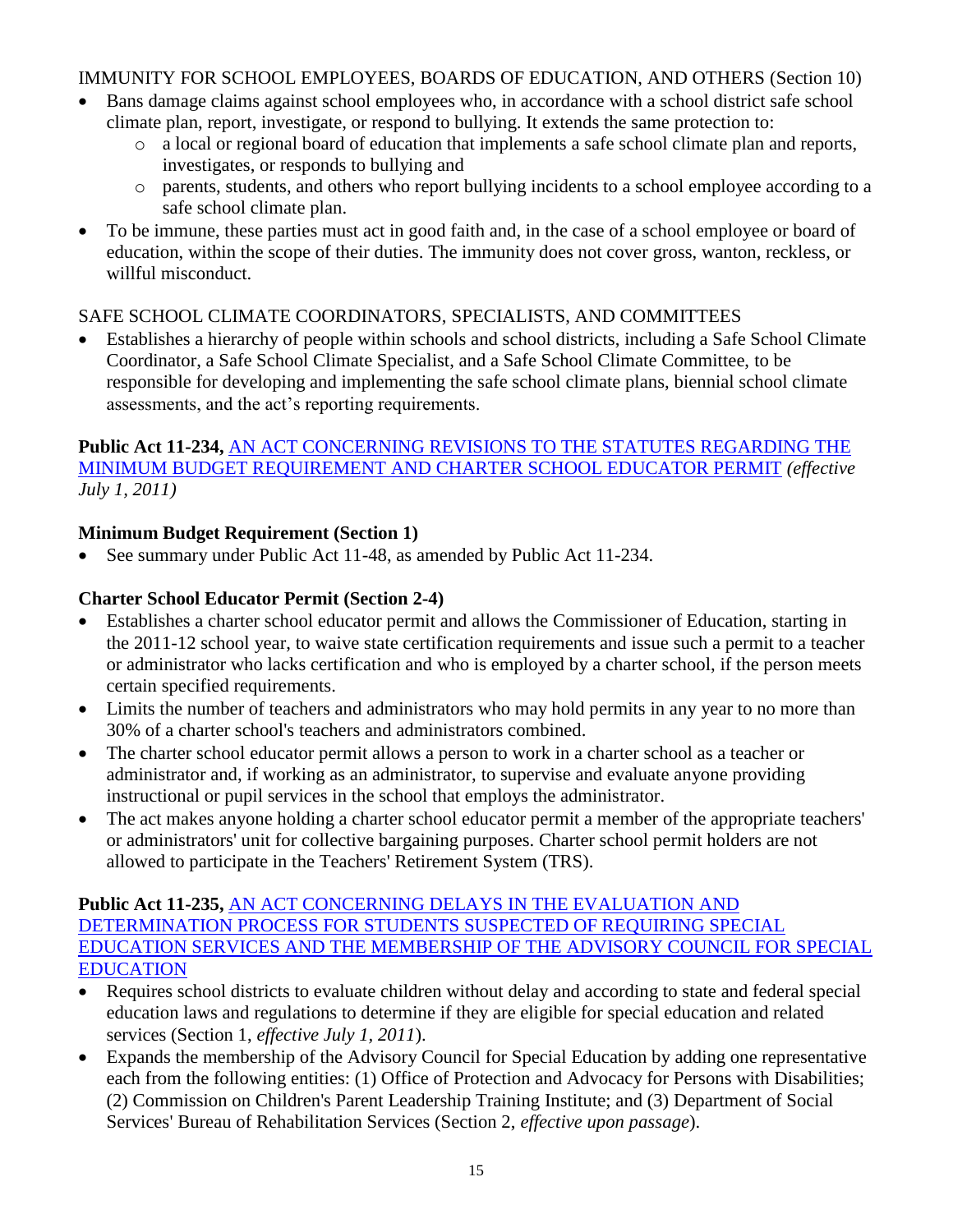IMMUNITY FOR SCHOOL EMPLOYEES, BOARDS OF EDUCATION, AND OTHERS (Section 10)

- Bans damage claims against school employees who, in accordance with a school district safe school climate plan, report, investigate, or respond to bullying. It extends the same protection to:
  - a local or regional board of education that implements a safe school climate plan and reports, investigates, or responds to bullying and
  - parents, students, and others who report bullying incidents to a school employee according to a safe school climate plan.
- To be immune, these parties must act in good faith and, in the case of a school employee or board of education, within the scope of their duties. The immunity does not cover gross, wanton, reckless, or willful misconduct.

SAFE SCHOOL CLIMATE COORDINATORS, SPECIALISTS, AND COMMITTEES

- Establishes a hierarchy of people within schools and school districts, including a Safe School Climate Coordinator, a Safe School Climate Specialist, and a Safe School Climate Committee, to be responsible for developing and implementing the safe school climate plans, biennial school climate assessments, and the act's reporting requirements.

**Public Act 11-234,** AN ACT CONCERNING REVISIONS TO THE STATUTES REGARDING THE MINIMUM BUDGET REQUIREMENT AND CHARTER SCHOOL EDUCATOR PERMIT *(effective July 1, 2011)*

**Minimum Budget Requirement (Section 1)**

- See summary under Public Act 11-48, as amended by Public Act 11-234.

**Charter School Educator Permit (Section 2-4)**

- Establishes a charter school educator permit and allows the Commissioner of Education, starting in the 2011-12 school year, to waive state certification requirements and issue such a permit to a teacher or administrator who lacks certification and who is employed by a charter school, if the person meets certain specified requirements.
- Limits the number of teachers and administrators who may hold permits in any year to no more than 30% of a charter school's teachers and administrators combined.
- The charter school educator permit allows a person to work in a charter school as a teacher or administrator and, if working as an administrator, to supervise and evaluate anyone providing instructional or pupil services in the school that employs the administrator.
- The act makes anyone holding a charter school educator permit a member of the appropriate teachers' or administrators' unit for collective bargaining purposes. Charter school permit holders are not allowed to participate in the Teachers' Retirement System (TRS).

**Public Act 11-235,** AN ACT CONCERNING DELAYS IN THE EVALUATION AND DETERMINATION PROCESS FOR STUDENTS SUSPECTED OF REQUIRING SPECIAL EDUCATION SERVICES AND THE MEMBERSHIP OF THE ADVISORY COUNCIL FOR SPECIAL EDUCATION

- Requires school districts to evaluate children without delay and according to state and federal special education laws and regulations to determine if they are eligible for special education and related services (Section 1, *effective July 1, 2011*).
- Expands the membership of the Advisory Council for Special Education by adding one representative each from the following entities: (1) Office of Protection and Advocacy for Persons with Disabilities; (2) Commission on Children's Parent Leadership Training Institute; and (3) Department of Social Services' Bureau of Rehabilitation Services (Section 2, *effective upon passage*).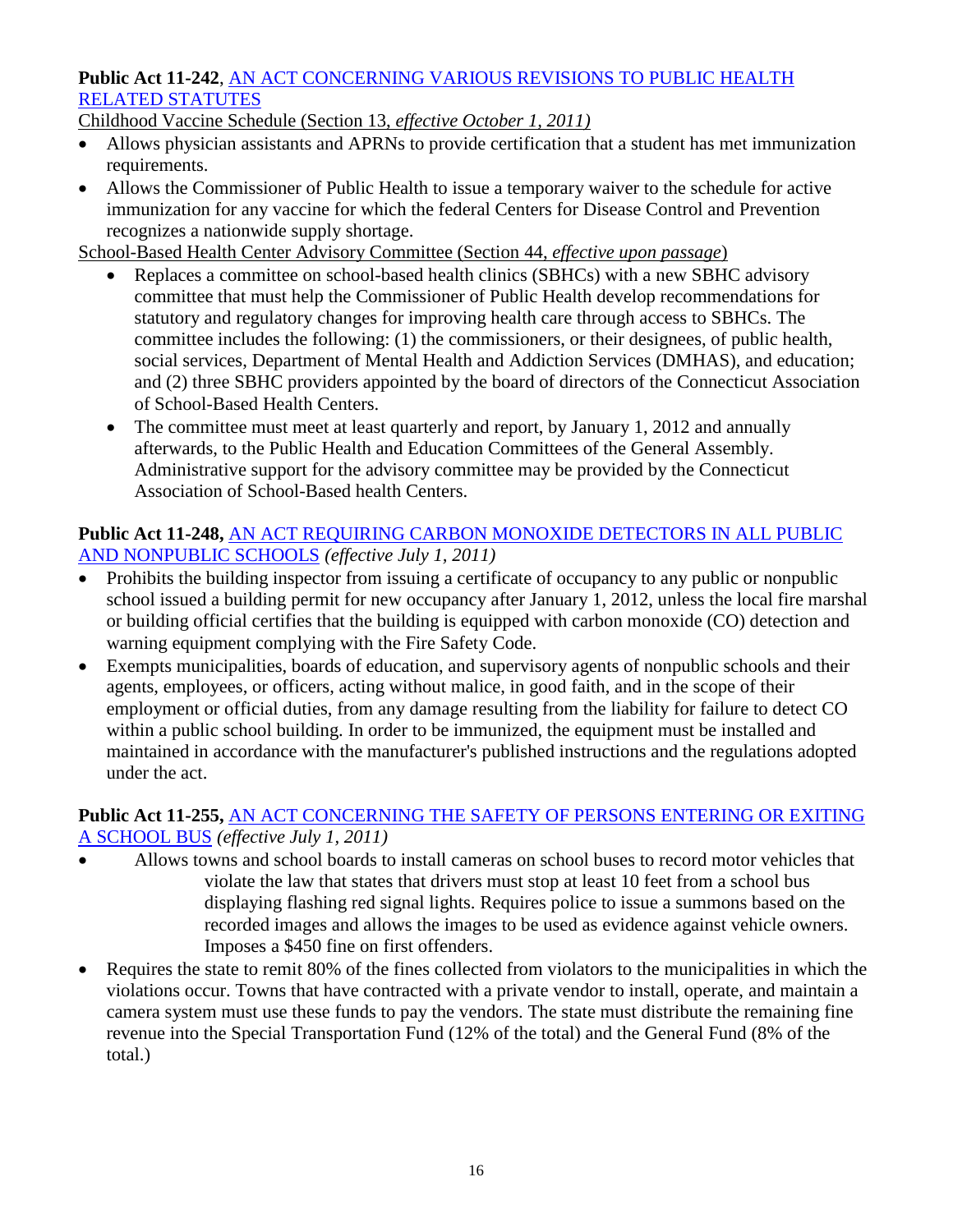**Public Act 11-242**, AN ACT CONCERNING VARIOUS REVISIONS TO PUBLIC HEALTH RELATED STATUTES

Childhood Vaccine Schedule (Section 13, *effective October 1, 2011)*

- Allows physician assistants and APRNs to provide certification that a student has met immunization requirements.
- Allows the Commissioner of Public Health to issue a temporary waiver to the schedule for active immunization for any vaccine for which the federal Centers for Disease Control and Prevention recognizes a nationwide supply shortage.

School-Based Health Center Advisory Committee (Section 44, *effective upon passage*)

- Replaces a committee on school-based health clinics (SBHCs) with a new SBHC advisory committee that must help the Commissioner of Public Health develop recommendations for statutory and regulatory changes for improving health care through access to SBHCs. The committee includes the following: (1) the commissioners, or their designees, of public health, social services, Department of Mental Health and Addiction Services (DMHAS), and education; and (2) three SBHC providers appointed by the board of directors of the Connecticut Association of School-Based Health Centers.
- The committee must meet at least quarterly and report, by January 1, 2012 and annually afterwards, to the Public Health and Education Committees of the General Assembly. Administrative support for the advisory committee may be provided by the Connecticut Association of School-Based health Centers.

**Public Act 11-248,** AN ACT REQUIRING CARBON MONOXIDE DETECTORS IN ALL PUBLIC AND NONPUBLIC SCHOOLS *(effective July 1, 2011)*

- Prohibits the building inspector from issuing a certificate of occupancy to any public or nonpublic school issued a building permit for new occupancy after January 1, 2012, unless the local fire marshal or building official certifies that the building is equipped with carbon monoxide (CO) detection and warning equipment complying with the Fire Safety Code.
- Exempts municipalities, boards of education, and supervisory agents of nonpublic schools and their agents, employees, or officers, acting without malice, in good faith, and in the scope of their employment or official duties, from any damage resulting from the liability for failure to detect CO within a public school building. In order to be immunized, the equipment must be installed and maintained in accordance with the manufacturer's published instructions and the regulations adopted under the act.

**Public Act 11-255,** AN ACT CONCERNING THE SAFETY OF PERSONS ENTERING OR EXITING A SCHOOL BUS *(effective July 1, 2011)*

- Allows towns and school boards to install cameras on school buses to record motor vehicles that violate the law that states that drivers must stop at least 10 feet from a school bus displaying flashing red signal lights. Requires police to issue a summons based on the recorded images and allows the images to be used as evidence against vehicle owners. Imposes a $450 fine on first offenders.
- Requires the state to remit 80% of the fines collected from violators to the municipalities in which the violations occur. Towns that have contracted with a private vendor to install, operate, and maintain a camera system must use these funds to pay the vendors. The state must distribute the remaining fine revenue into the Special Transportation Fund (12% of the total) and the General Fund (8% of the total.)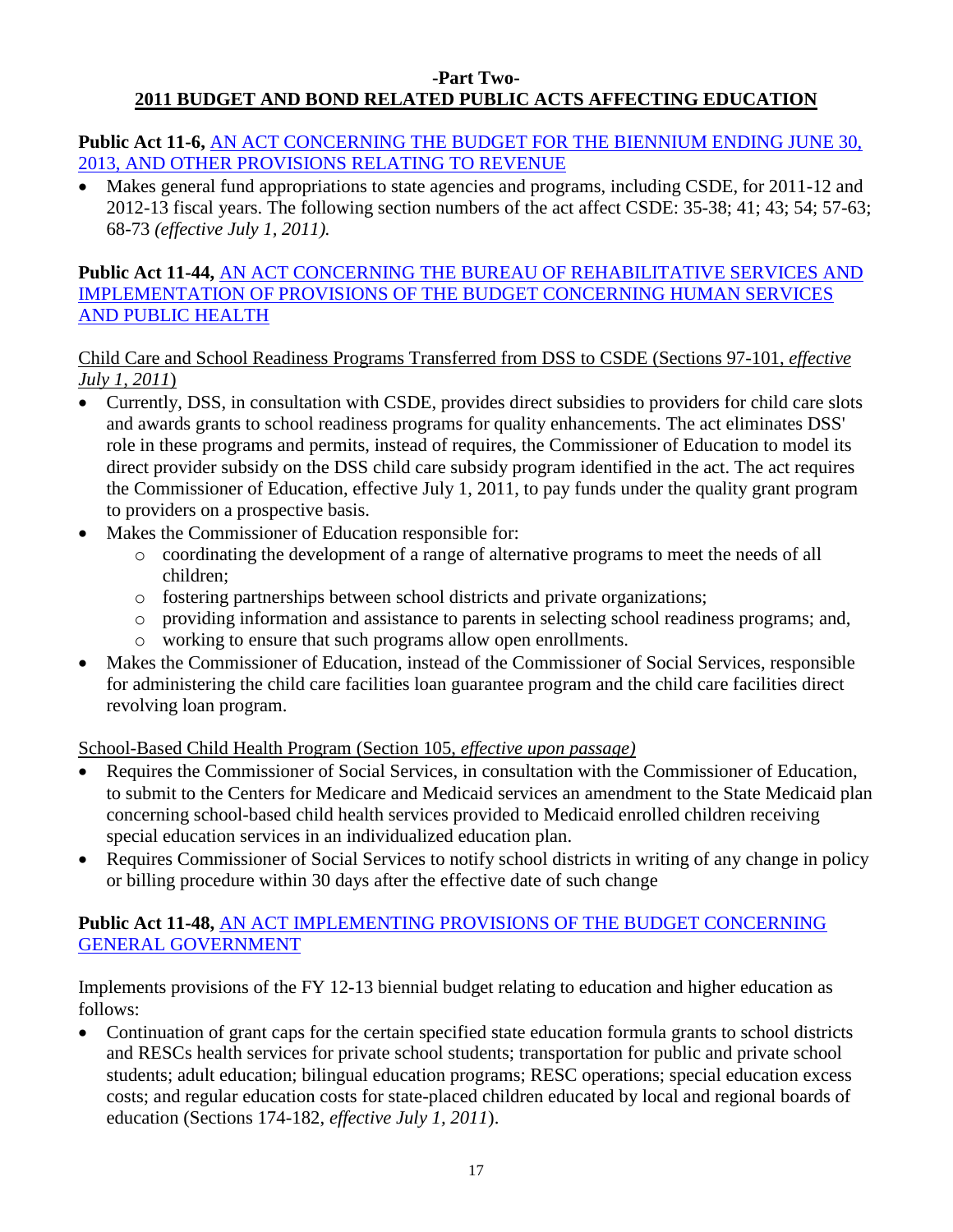## -Part Two-
## 2011 BUDGET AND BOND RELATED PUBLIC ACTS AFFECTING EDUCATION

**Public Act 11-6,** AN ACT CONCERNING THE BUDGET FOR THE BIENNIUM ENDING JUNE 30, 2013, AND OTHER PROVISIONS RELATING TO REVENUE

- Makes general fund appropriations to state agencies and programs, including CSDE, for 2011-12 and 2012-13 fiscal years. The following section numbers of the act affect CSDE: 35-38; 41; 43; 54; 57-63; 68-73 *(effective July 1, 2011).*

**Public Act 11-44,** AN ACT CONCERNING THE BUREAU OF REHABILITATIVE SERVICES AND IMPLEMENTATION OF PROVISIONS OF THE BUDGET CONCERNING HUMAN SERVICES AND PUBLIC HEALTH

Child Care and School Readiness Programs Transferred from DSS to CSDE (Sections 97-101, *effective July 1, 2011*)

- Currently, DSS, in consultation with CSDE, provides direct subsidies to providers for child care slots and awards grants to school readiness programs for quality enhancements. The act eliminates DSS' role in these programs and permits, instead of requires, the Commissioner of Education to model its direct provider subsidy on the DSS child care subsidy program identified in the act. The act requires the Commissioner of Education, effective July 1, 2011, to pay funds under the quality grant program to providers on a prospective basis.
- Makes the Commissioner of Education responsible for:
  - coordinating the development of a range of alternative programs to meet the needs of all children;
  - fostering partnerships between school districts and private organizations;
  - providing information and assistance to parents in selecting school readiness programs; and,
  - working to ensure that such programs allow open enrollments.
- Makes the Commissioner of Education, instead of the Commissioner of Social Services, responsible for administering the child care facilities loan guarantee program and the child care facilities direct revolving loan program.

School-Based Child Health Program (Section 105, *effective upon passage)*

- Requires the Commissioner of Social Services, in consultation with the Commissioner of Education, to submit to the Centers for Medicare and Medicaid services an amendment to the State Medicaid plan concerning school-based child health services provided to Medicaid enrolled children receiving special education services in an individualized education plan.
- Requires Commissioner of Social Services to notify school districts in writing of any change in policy or billing procedure within 30 days after the effective date of such change

**Public Act 11-48,** AN ACT IMPLEMENTING PROVISIONS OF THE BUDGET CONCERNING GENERAL GOVERNMENT

Implements provisions of the FY 12-13 biennial budget relating to education and higher education as follows:

- Continuation of grant caps for the certain specified state education formula grants to school districts and RESCs health services for private school students; transportation for public and private school students; adult education; bilingual education programs; RESC operations; special education excess costs; and regular education costs for state-placed children educated by local and regional boards of education (Sections 174-182, *effective July 1, 2011*).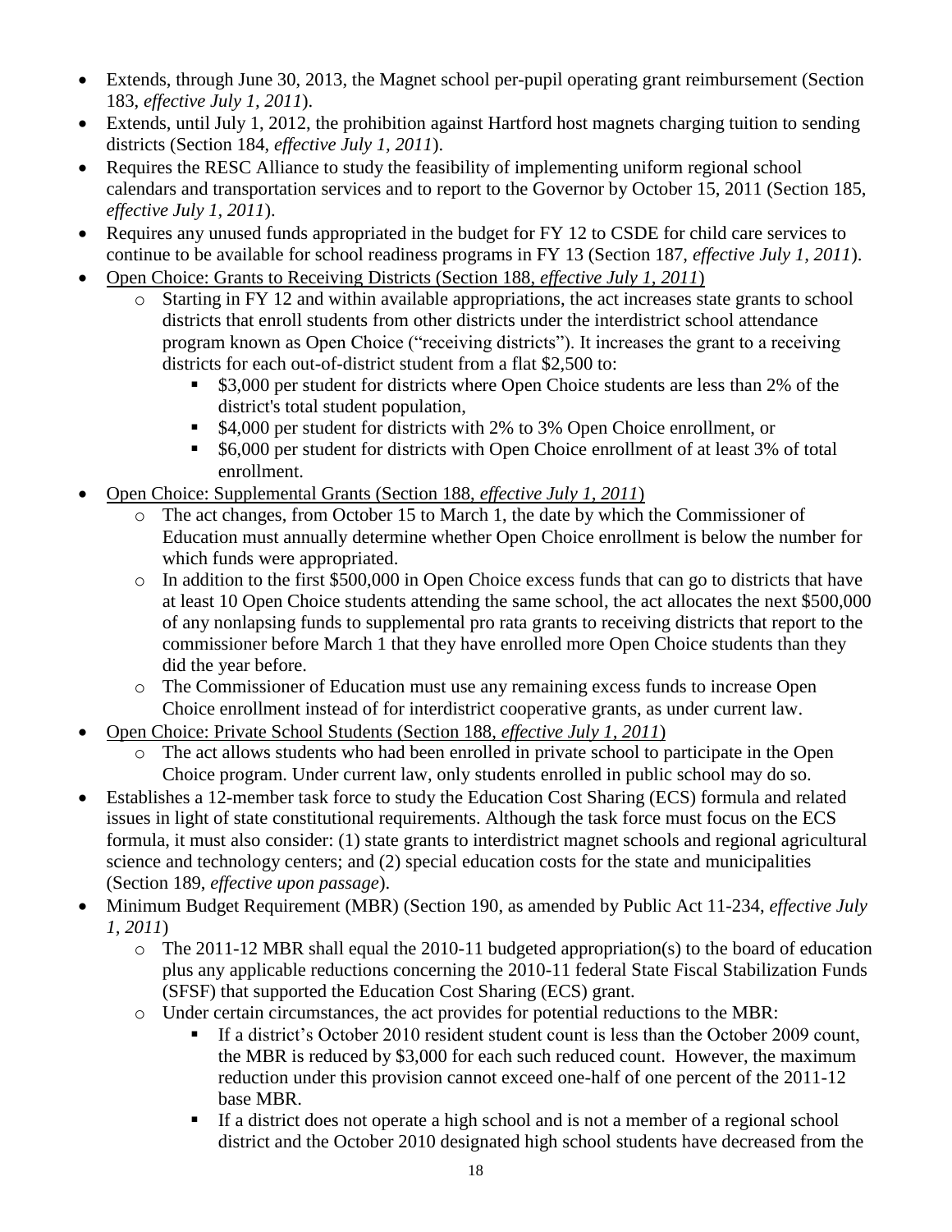- Extends, through June 30, 2013, the Magnet school per-pupil operating grant reimbursement (Section 183, *effective July 1, 2011*).
- Extends, until July 1, 2012, the prohibition against Hartford host magnets charging tuition to sending districts (Section 184, *effective July 1, 2011*).
- Requires the RESC Alliance to study the feasibility of implementing uniform regional school calendars and transportation services and to report to the Governor by October 15, 2011 (Section 185, *effective July 1, 2011*).
- Requires any unused funds appropriated in the budget for FY 12 to CSDE for child care services to continue to be available for school readiness programs in FY 13 (Section 187, *effective July 1, 2011*).
- <u>Open Choice: Grants to Receiving Districts (Section 188, *effective July 1, 2011*)</u>
    - Starting in FY 12 and within available appropriations, the act increases state grants to school districts that enroll students from other districts under the interdistrict school attendance program known as Open Choice ("receiving districts"). It increases the grant to a receiving districts for each out-of-district student from a flat \$2,500 to:
        - \$3,000 per student for districts where Open Choice students are less than 2% of the district's total student population,
        - \$4,000 per student for districts with 2% to 3% Open Choice enrollment, or
        - \$6,000 per student for districts with Open Choice enrollment of at least 3% of total enrollment.
- <u>Open Choice: Supplemental Grants (Section 188, *effective July 1, 2011*)</u>
    - The act changes, from October 15 to March 1, the date by which the Commissioner of Education must annually determine whether Open Choice enrollment is below the number for which funds were appropriated.
    - In addition to the first \$500,000 in Open Choice excess funds that can go to districts that have at least 10 Open Choice students attending the same school, the act allocates the next \$500,000 of any nonlapsing funds to supplemental pro rata grants to receiving districts that report to the commissioner before March 1 that they have enrolled more Open Choice students than they did the year before.
    - The Commissioner of Education must use any remaining excess funds to increase Open Choice enrollment instead of for interdistrict cooperative grants, as under current law.
- <u>Open Choice: Private School Students (Section 188, *effective July 1, 2011*)</u>
    - The act allows students who had been enrolled in private school to participate in the Open Choice program. Under current law, only students enrolled in public school may do so.
- Establishes a 12-member task force to study the Education Cost Sharing (ECS) formula and related issues in light of state constitutional requirements. Although the task force must focus on the ECS formula, it must also consider: (1) state grants to interdistrict magnet schools and regional agricultural science and technology centers; and (2) special education costs for the state and municipalities (Section 189, *effective upon passage*).
- Minimum Budget Requirement (MBR) (Section 190, as amended by Public Act 11-234, *effective July 1, 2011*)
    - The 2011-12 MBR shall equal the 2010-11 budgeted appropriation(s) to the board of education plus any applicable reductions concerning the 2010-11 federal State Fiscal Stabilization Funds (SFSF) that supported the Education Cost Sharing (ECS) grant.
    - Under certain circumstances, the act provides for potential reductions to the MBR:
        - If a district's October 2010 resident student count is less than the October 2009 count, the MBR is reduced by \$3,000 for each such reduced count. However, the maximum reduction under this provision cannot exceed one-half of one percent of the 2011-12 base MBR.
        - If a district does not operate a high school and is not a member of a regional school district and the October 2010 designated high school students have decreased from the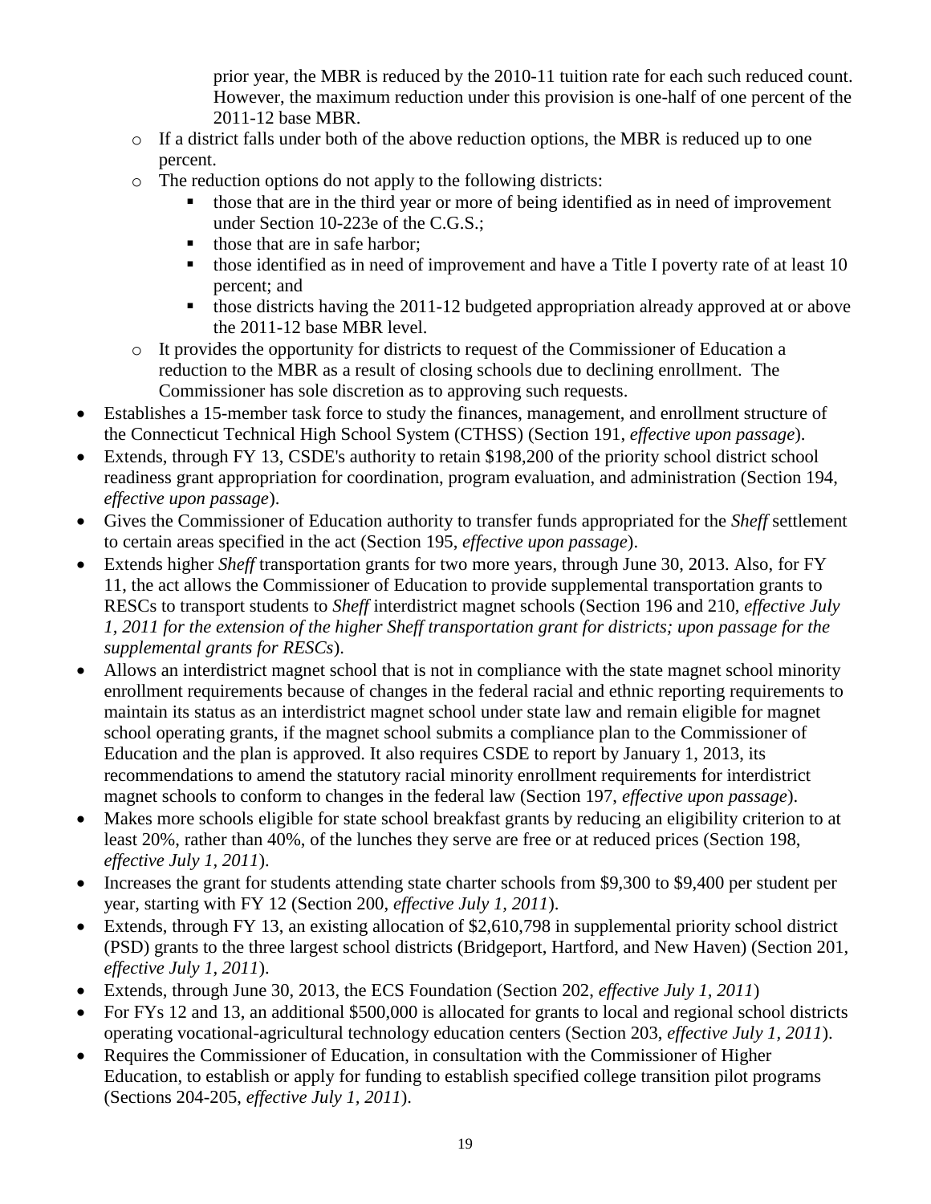prior year, the MBR is reduced by the 2010-11 tuition rate for each such reduced count. However, the maximum reduction under this provision is one-half of one percent of the 2011-12 base MBR.

    - If a district falls under both of the above reduction options, the MBR is reduced up to one percent.
    - The reduction options do not apply to the following districts:
        - those that are in the third year or more of being identified as in need of improvement under Section 10-223e of the C.G.S.;
        - those that are in safe harbor;
        - those identified as in need of improvement and have a Title I poverty rate of at least 10 percent; and
        - those districts having the 2011-12 budgeted appropriation already approved at or above the 2011-12 base MBR level.
    - It provides the opportunity for districts to request of the Commissioner of Education a reduction to the MBR as a result of closing schools due to declining enrollment. The Commissioner has sole discretion as to approving such requests.
- Establishes a 15-member task force to study the finances, management, and enrollment structure of the Connecticut Technical High School System (CTHSS) (Section 191, *effective upon passage*).
- Extends, through FY 13, CSDE's authority to retain $198,200 of the priority school district school readiness grant appropriation for coordination, program evaluation, and administration (Section 194, *effective upon passage*).
- Gives the Commissioner of Education authority to transfer funds appropriated for the *Sheff* settlement to certain areas specified in the act (Section 195, *effective upon passage*).
- Extends higher *Sheff* transportation grants for two more years, through June 30, 2013. Also, for FY 11, the act allows the Commissioner of Education to provide supplemental transportation grants to RESCs to transport students to *Sheff* interdistrict magnet schools (Section 196 and 210, *effective July 1, 2011 for the extension of the higher Sheff transportation grant for districts; upon passage for the supplemental grants for RESCs*).
- Allows an interdistrict magnet school that is not in compliance with the state magnet school minority enrollment requirements because of changes in the federal racial and ethnic reporting requirements to maintain its status as an interdistrict magnet school under state law and remain eligible for magnet school operating grants, if the magnet school submits a compliance plan to the Commissioner of Education and the plan is approved. It also requires CSDE to report by January 1, 2013, its recommendations to amend the statutory racial minority enrollment requirements for interdistrict magnet schools to conform to changes in the federal law (Section 197, *effective upon passage*).
- Makes more schools eligible for state school breakfast grants by reducing an eligibility criterion to at least 20%, rather than 40%, of the lunches they serve are free or at reduced prices (Section 198, *effective July 1, 2011*).
- Increases the grant for students attending state charter schools from $9,300 to $9,400 per student per year, starting with FY 12 (Section 200, *effective July 1, 2011*).
- Extends, through FY 13, an existing allocation of $2,610,798 in supplemental priority school district (PSD) grants to the three largest school districts (Bridgeport, Hartford, and New Haven) (Section 201, *effective July 1, 2011*).
- Extends, through June 30, 2013, the ECS Foundation (Section 202, *effective July 1, 2011*)
- For FYs 12 and 13, an additional $500,000 is allocated for grants to local and regional school districts operating vocational-agricultural technology education centers (Section 203, *effective July 1, 2011*).
- Requires the Commissioner of Education, in consultation with the Commissioner of Higher Education, to establish or apply for funding to establish specified college transition pilot programs (Sections 204-205, *effective July 1, 2011*).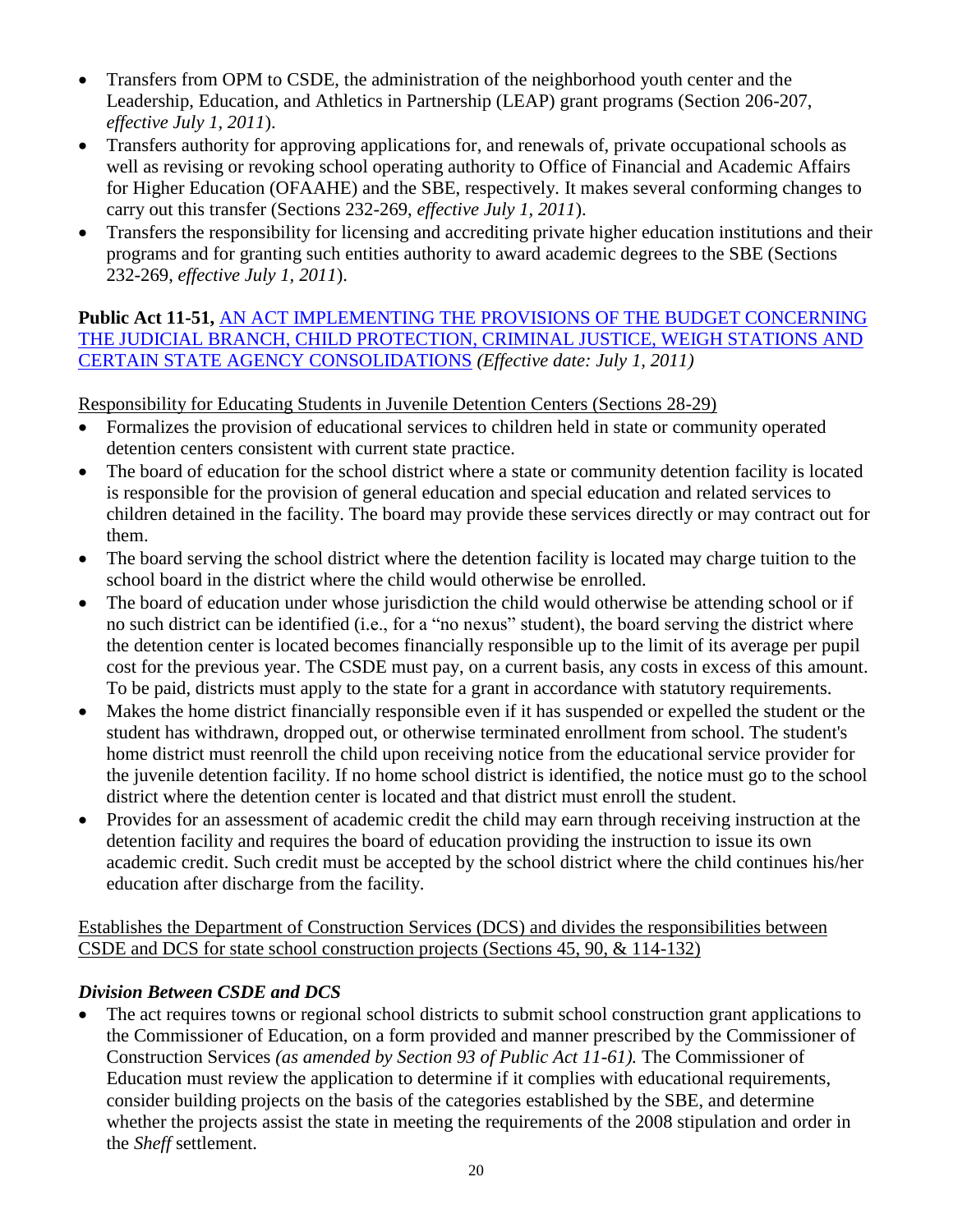- Transfers from OPM to CSDE, the administration of the neighborhood youth center and the Leadership, Education, and Athletics in Partnership (LEAP) grant programs (Section 206-207, *effective July 1, 2011*).
- Transfers authority for approving applications for, and renewals of, private occupational schools as well as revising or revoking school operating authority to Office of Financial and Academic Affairs for Higher Education (OFAAHE) and the SBE, respectively. It makes several conforming changes to carry out this transfer (Sections 232-269, *effective July 1, 2011*).
- Transfers the responsibility for licensing and accrediting private higher education institutions and their programs and for granting such entities authority to award academic degrees to the SBE (Sections 232-269, *effective July 1, 2011*).

**Public Act 11-51,** AN ACT IMPLEMENTING THE PROVISIONS OF THE BUDGET CONCERNING THE JUDICIAL BRANCH, CHILD PROTECTION, CRIMINAL JUSTICE, WEIGH STATIONS AND CERTAIN STATE AGENCY CONSOLIDATIONS *(Effective date: July 1, 2011)*

Responsibility for Educating Students in Juvenile Detention Centers (Sections 28-29)

- Formalizes the provision of educational services to children held in state or community operated detention centers consistent with current state practice.
- The board of education for the school district where a state or community detention facility is located is responsible for the provision of general education and special education and related services to children detained in the facility. The board may provide these services directly or may contract out for them.
- The board serving the school district where the detention facility is located may charge tuition to the school board in the district where the child would otherwise be enrolled.
- The board of education under whose jurisdiction the child would otherwise be attending school or if no such district can be identified (i.e., for a "no nexus" student), the board serving the district where the detention center is located becomes financially responsible up to the limit of its average per pupil cost for the previous year. The CSDE must pay, on a current basis, any costs in excess of this amount. To be paid, districts must apply to the state for a grant in accordance with statutory requirements.
- Makes the home district financially responsible even if it has suspended or expelled the student or the student has withdrawn, dropped out, or otherwise terminated enrollment from school. The student's home district must reenroll the child upon receiving notice from the educational service provider for the juvenile detention facility. If no home school district is identified, the notice must go to the school district where the detention center is located and that district must enroll the student.
- Provides for an assessment of academic credit the child may earn through receiving instruction at the detention facility and requires the board of education providing the instruction to issue its own academic credit. Such credit must be accepted by the school district where the child continues his/her education after discharge from the facility.

Establishes the Department of Construction Services (DCS) and divides the responsibilities between CSDE and DCS for state school construction projects (Sections 45, 90, & 114-132)

### *Division Between CSDE and DCS*

- The act requires towns or regional school districts to submit school construction grant applications to the Commissioner of Education, on a form provided and manner prescribed by the Commissioner of Construction Services *(as amended by Section 93 of Public Act 11-61).* The Commissioner of Education must review the application to determine if it complies with educational requirements, consider building projects on the basis of the categories established by the SBE, and determine whether the projects assist the state in meeting the requirements of the 2008 stipulation and order in the *Sheff* settlement.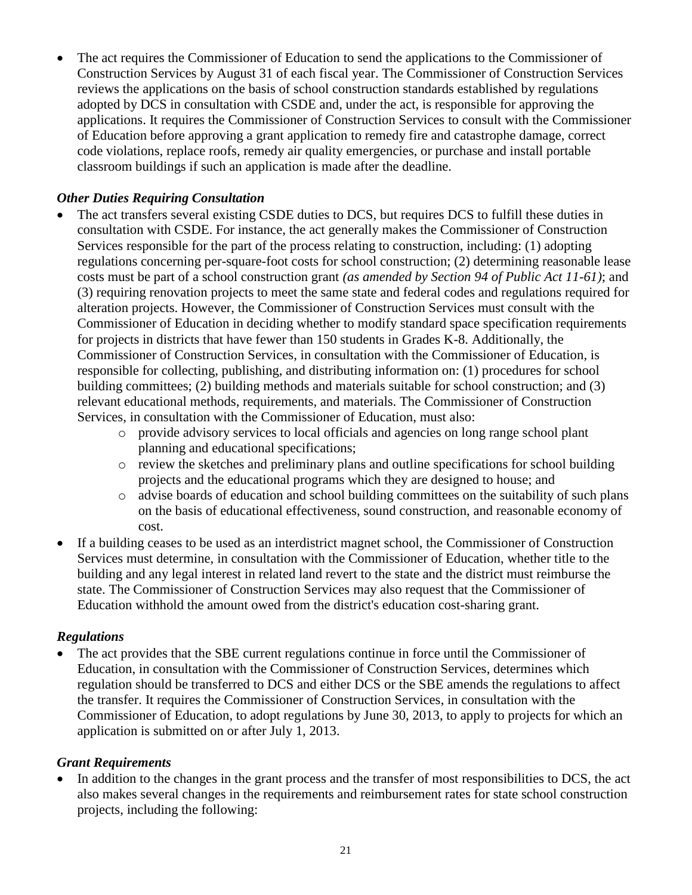- The act requires the Commissioner of Education to send the applications to the Commissioner of Construction Services by August 31 of each fiscal year. The Commissioner of Construction Services reviews the applications on the basis of school construction standards established by regulations adopted by DCS in consultation with CSDE and, under the act, is responsible for approving the applications. It requires the Commissioner of Construction Services to consult with the Commissioner of Education before approving a grant application to remedy fire and catastrophe damage, correct code violations, replace roofs, remedy air quality emergencies, or purchase and install portable classroom buildings if such an application is made after the deadline.

### *Other Duties Requiring Consultation*

- The act transfers several existing CSDE duties to DCS, but requires DCS to fulfill these duties in consultation with CSDE. For instance, the act generally makes the Commissioner of Construction Services responsible for the part of the process relating to construction, including: (1) adopting regulations concerning per-square-foot costs for school construction; (2) determining reasonable lease costs must be part of a school construction grant *(as amended by Section 94 of Public Act 11-61)*; and (3) requiring renovation projects to meet the same state and federal codes and regulations required for alteration projects. However, the Commissioner of Construction Services must consult with the Commissioner of Education in deciding whether to modify standard space specification requirements for projects in districts that have fewer than 150 students in Grades K-8. Additionally, the Commissioner of Construction Services, in consultation with the Commissioner of Education, is responsible for collecting, publishing, and distributing information on: (1) procedures for school building committees; (2) building methods and materials suitable for school construction; and (3) relevant educational methods, requirements, and materials. The Commissioner of Construction Services, in consultation with the Commissioner of Education, must also:
  - provide advisory services to local officials and agencies on long range school plant planning and educational specifications;
  - review the sketches and preliminary plans and outline specifications for school building projects and the educational programs which they are designed to house; and
  - advise boards of education and school building committees on the suitability of such plans on the basis of educational effectiveness, sound construction, and reasonable economy of cost.
- If a building ceases to be used as an interdistrict magnet school, the Commissioner of Construction Services must determine, in consultation with the Commissioner of Education, whether title to the building and any legal interest in related land revert to the state and the district must reimburse the state. The Commissioner of Construction Services may also request that the Commissioner of Education withhold the amount owed from the district's education cost-sharing grant.

### *Regulations*

- The act provides that the SBE current regulations continue in force until the Commissioner of Education, in consultation with the Commissioner of Construction Services, determines which regulation should be transferred to DCS and either DCS or the SBE amends the regulations to affect the transfer. It requires the Commissioner of Construction Services, in consultation with the Commissioner of Education, to adopt regulations by June 30, 2013, to apply to projects for which an application is submitted on or after July 1, 2013.

### *Grant Requirements*

- In addition to the changes in the grant process and the transfer of most responsibilities to DCS, the act also makes several changes in the requirements and reimbursement rates for state school construction projects, including the following: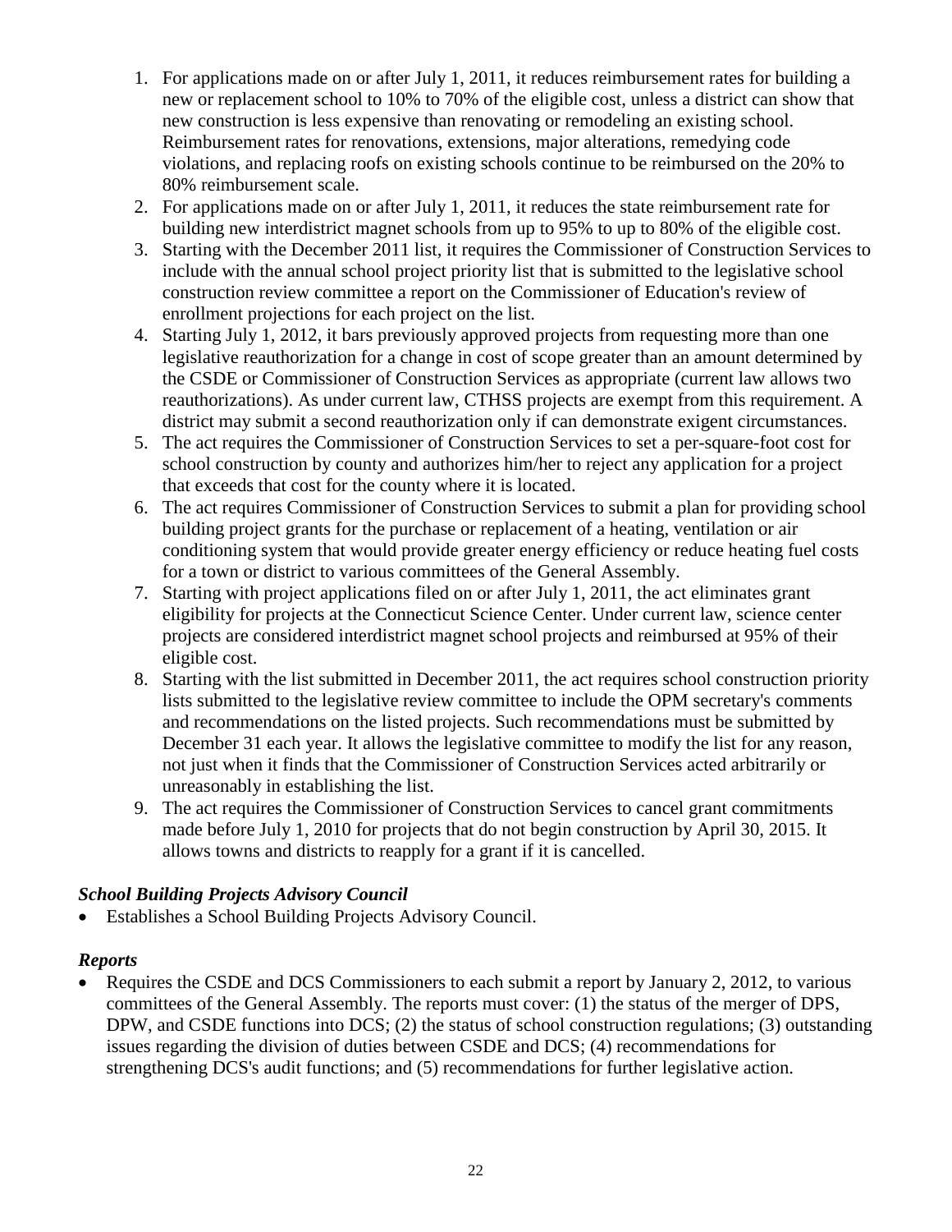1. For applications made on or after July 1, 2011, it reduces reimbursement rates for building a new or replacement school to 10% to 70% of the eligible cost, unless a district can show that new construction is less expensive than renovating or remodeling an existing school. Reimbursement rates for renovations, extensions, major alterations, remedying code violations, and replacing roofs on existing schools continue to be reimbursed on the 20% to 80% reimbursement scale.
2. For applications made on or after July 1, 2011, it reduces the state reimbursement rate for building new interdistrict magnet schools from up to 95% to up to 80% of the eligible cost.
3. Starting with the December 2011 list, it requires the Commissioner of Construction Services to include with the annual school project priority list that is submitted to the legislative school construction review committee a report on the Commissioner of Education's review of enrollment projections for each project on the list.
4. Starting July 1, 2012, it bars previously approved projects from requesting more than one legislative reauthorization for a change in cost of scope greater than an amount determined by the CSDE or Commissioner of Construction Services as appropriate (current law allows two reauthorizations). As under current law, CTHSS projects are exempt from this requirement. A district may submit a second reauthorization only if can demonstrate exigent circumstances.
5. The act requires the Commissioner of Construction Services to set a per-square-foot cost for school construction by county and authorizes him/her to reject any application for a project that exceeds that cost for the county where it is located.
6. The act requires Commissioner of Construction Services to submit a plan for providing school building project grants for the purchase or replacement of a heating, ventilation or air conditioning system that would provide greater energy efficiency or reduce heating fuel costs for a town or district to various committees of the General Assembly.
7. Starting with project applications filed on or after July 1, 2011, the act eliminates grant eligibility for projects at the Connecticut Science Center. Under current law, science center projects are considered interdistrict magnet school projects and reimbursed at 95% of their eligible cost.
8. Starting with the list submitted in December 2011, the act requires school construction priority lists submitted to the legislative review committee to include the OPM secretary's comments and recommendations on the listed projects. Such recommendations must be submitted by December 31 each year. It allows the legislative committee to modify the list for any reason, not just when it finds that the Commissioner of Construction Services acted arbitrarily or unreasonably in establishing the list.
9. The act requires the Commissioner of Construction Services to cancel grant commitments made before July 1, 2010 for projects that do not begin construction by April 30, 2015. It allows towns and districts to reapply for a grant if it is cancelled.

***School Building Projects Advisory Council***

- Establishes a School Building Projects Advisory Council.

***Reports***

- Requires the CSDE and DCS Commissioners to each submit a report by January 2, 2012, to various committees of the General Assembly. The reports must cover: (1) the status of the merger of DPS, DPW, and CSDE functions into DCS; (2) the status of school construction regulations; (3) outstanding issues regarding the division of duties between CSDE and DCS; (4) recommendations for strengthening DCS's audit functions; and (5) recommendations for further legislative action.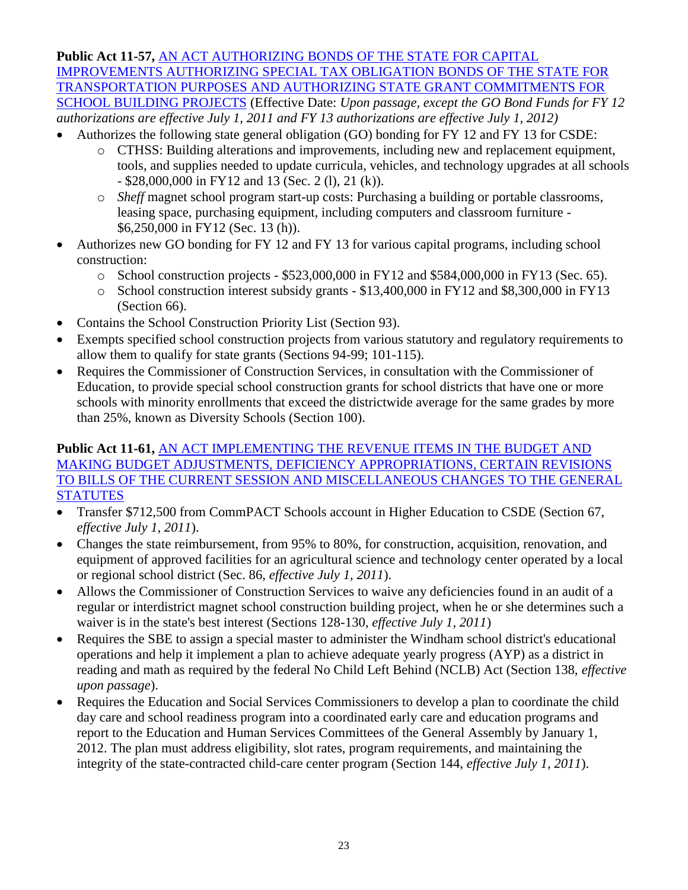**Public Act 11-57,** AN ACT AUTHORIZING BONDS OF THE STATE FOR CAPITAL IMPROVEMENTS AUTHORIZING SPECIAL TAX OBLIGATION BONDS OF THE STATE FOR TRANSPORTATION PURPOSES AND AUTHORIZING STATE GRANT COMMITMENTS FOR SCHOOL BUILDING PROJECTS (Effective Date: *Upon passage, except the GO Bond Funds for FY 12 authorizations are effective July 1, 2011 and FY 13 authorizations are effective July 1, 2012)*

- Authorizes the following state general obligation (GO) bonding for FY 12 and FY 13 for CSDE:
  - CTHSS: Building alterations and improvements, including new and replacement equipment, tools, and supplies needed to update curricula, vehicles, and technology upgrades at all schools - $28,000,000 in FY12 and 13 (Sec. 2 (l), 21 (k)).
  - *Sheff* magnet school program start-up costs: Purchasing a building or portable classrooms, leasing space, purchasing equipment, including computers and classroom furniture - $6,250,000 in FY12 (Sec. 13 (h)).
- Authorizes new GO bonding for FY 12 and FY 13 for various capital programs, including school construction:
  - School construction projects - $523,000,000 in FY12 and $584,000,000 in FY13 (Sec. 65).
  - School construction interest subsidy grants - $13,400,000 in FY12 and $8,300,000 in FY13 (Section 66).
- Contains the School Construction Priority List (Section 93).
- Exempts specified school construction projects from various statutory and regulatory requirements to allow them to qualify for state grants (Sections 94-99; 101-115).
- Requires the Commissioner of Construction Services, in consultation with the Commissioner of Education, to provide special school construction grants for school districts that have one or more schools with minority enrollments that exceed the districtwide average for the same grades by more than 25%, known as Diversity Schools (Section 100).

**Public Act 11-61,** AN ACT IMPLEMENTING THE REVENUE ITEMS IN THE BUDGET AND MAKING BUDGET ADJUSTMENTS, DEFICIENCY APPROPRIATIONS, CERTAIN REVISIONS TO BILLS OF THE CURRENT SESSION AND MISCELLANEOUS CHANGES TO THE GENERAL STATUTES

- Transfer $712,500 from CommPACT Schools account in Higher Education to CSDE (Section 67, *effective July 1, 2011*).
- Changes the state reimbursement, from 95% to 80%, for construction, acquisition, renovation, and equipment of approved facilities for an agricultural science and technology center operated by a local or regional school district (Sec. 86, *effective July 1, 2011*).
- Allows the Commissioner of Construction Services to waive any deficiencies found in an audit of a regular or interdistrict magnet school construction building project, when he or she determines such a waiver is in the state's best interest (Sections 128-130, *effective July 1, 2011*)
- Requires the SBE to assign a special master to administer the Windham school district's educational operations and help it implement a plan to achieve adequate yearly progress (AYP) as a district in reading and math as required by the federal No Child Left Behind (NCLB) Act (Section 138, *effective upon passage*).
- Requires the Education and Social Services Commissioners to develop a plan to coordinate the child day care and school readiness program into a coordinated early care and education programs and report to the Education and Human Services Committees of the General Assembly by January 1, 2012. The plan must address eligibility, slot rates, program requirements, and maintaining the integrity of the state-contracted child-care center program (Section 144, *effective July 1, 2011*).